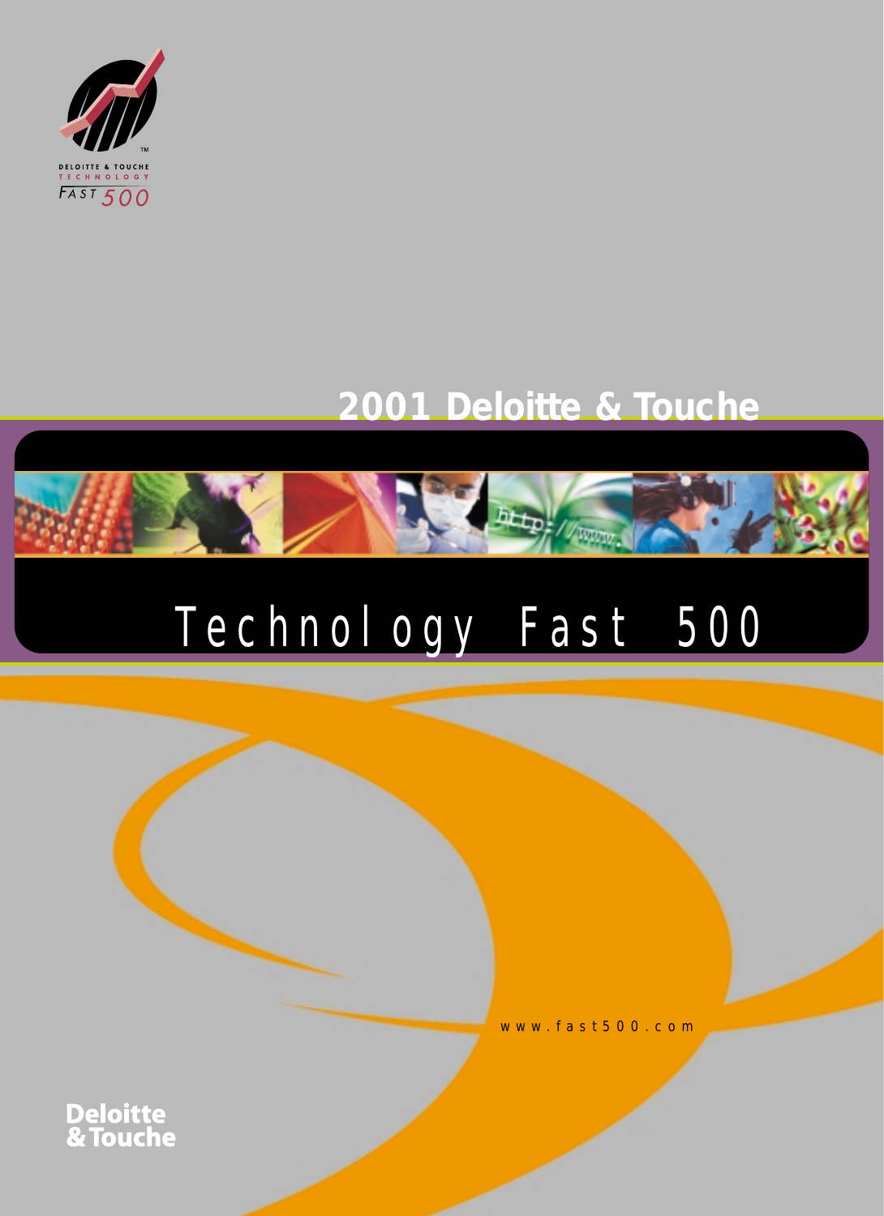DELOITTE & TOUCHE
TECHNOLOGY
FAST 500

# 2001 Deloitte & Touche

# Technology Fast 500

www.fast500.com

Deloitte & Touche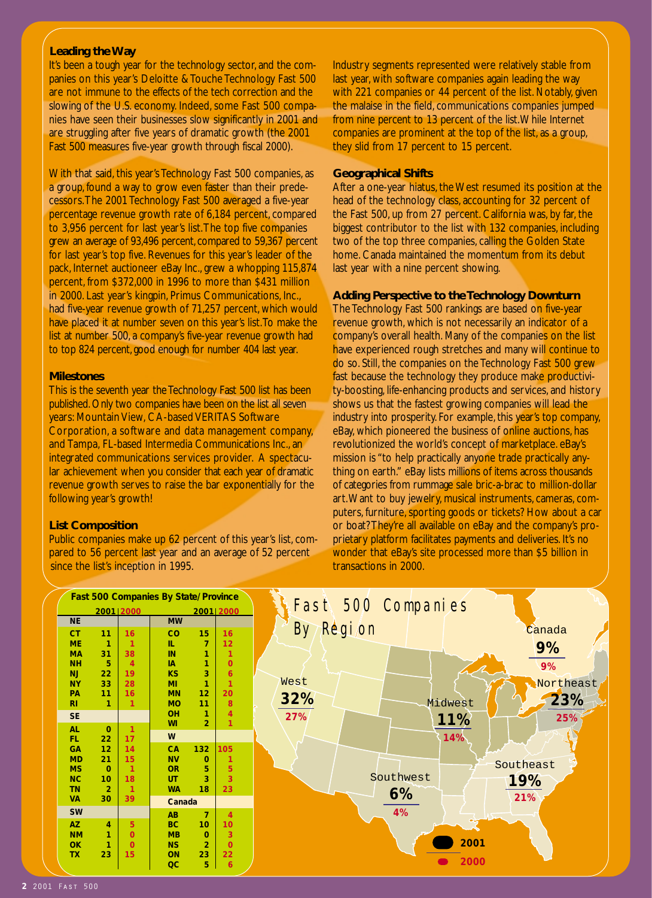### Leading the Way

It's been a tough year for the technology sector, and the companies on this year's Deloitte & Touche Technology Fast 500 are not immune to the effects of the tech correction and the slowing of the U.S. economy. Indeed, some Fast 500 companies have seen their businesses slow significantly in 2001 and are struggling after five years of dramatic growth (the 2001 Fast 500 measures five-year growth through fiscal 2000).

With that said, this year's Technology Fast 500 companies, as a group, found a way to grow even faster than their predecessors. The 2001 Technology Fast 500 averaged a five-year percentage revenue growth rate of 6,184 percent, compared to 3,956 percent for last year's list. The top five companies grew an average of 93,496 percent, compared to 59,367 percent for last year's top five. Revenues for this year's leader of the pack, Internet auctioneer eBay Inc., grew a whopping 115,874 percent, from $372,000 in 1996 to more than $431 million in 2000. Last year's kingpin, Primus Communications, Inc., had five-year revenue growth of 71,257 percent, which would have placed it at number seven on this year's list. To make the list at number 500, a company's five-year revenue growth had to top 824 percent, good enough for number 404 last year.

### Milestones

This is the seventh year the Technology Fast 500 list has been published. Only two companies have been on the list all seven years: Mountain View, CA-based VERITAS Software Corporation, a software and data management company, and Tampa, FL-based Intermedia Communications Inc., an integrated communications services provider. A spectacular achievement when you consider that each year of dramatic revenue growth serves to raise the bar exponentially for the following year's growth!

### List Composition

Public companies make up 62 percent of this year's list, compared to 56 percent last year and an average of 52 percent since the list's inception in 1995.

Industry segments represented were relatively stable from last year, with software companies again leading the way with 221 companies or 44 percent of the list. Notably, given the malaise in the field, communications companies jumped from nine percent to 13 percent of the list. While Internet companies are prominent at the top of the list, as a group, they slid from 17 percent to 15 percent.

### Geographical Shifts

After a one-year hiatus, the West resumed its position at the head of the technology class, accounting for 32 percent of the Fast 500, up from 27 percent. California was, by far, the biggest contributor to the list with 132 companies, including two of the top three companies, calling the Golden State home. Canada maintained the momentum from its debut last year with a nine percent showing.

### Adding Perspective to the Technology Downturn

The Technology Fast 500 rankings are based on five-year revenue growth, which is not necessarily an indicator of a company's overall health. Many of the companies on the list have experienced rough stretches and many will continue to do so. Still, the companies on the Technology Fast 500 grew fast because the technology they produce make productivity-boosting, life-enhancing products and services, and history shows us that the fastest growing companies will lead the industry into prosperity. For example, this year's top company, eBay, which pioneered the business of online auctions, has revolutionized the world's concept of marketplace. eBay's mission is "to help practically anyone trade practically anything on earth." eBay lists millions of items across thousands of categories from rummage sale bric-a-brac to million-dollar art. Want to buy jewelry, musical instruments, cameras, computers, furniture, sporting goods or tickets? How about a car or boat? They're all available on eBay and the company's proprietary platform facilitates payments and deliveries. It's no wonder that eBay's site processed more than $5 billion in transactions in 2000.

**Fast 500 Companies By State/Province**

| Region | State/Province | 2001 | 2000 |
|---|---|---|---|
| NE | CT | 11 | 16 |
| NE | ME | 1 | 1 |
| NE | MA | 31 | 38 |
| NE | NH | 5 | 4 |
| NE | NJ | 22 | 19 |
| NE | NY | 33 | 28 |
| NE | PA | 11 | 16 |
| NE | RI | 1 | 1 |
| SE | AL | 0 | 1 |
| SE | FL | 22 | 17 |
| SE | GA | 12 | 14 |
| SE | MD | 21 | 15 |
| SE | MS | 0 | 1 |
| SE | NC | 10 | 18 |
| SE | TN | 2 | 1 |
| SE | VA | 30 | 39 |
| SW | AZ | 4 | 5 |
| SW | NM | 1 | 0 |
| SW | OK | 1 | 0 |
| SW | TX | 23 | 15 |
| MW | CO | 15 | 16 |
| MW | IL | 7 | 12 |
| MW | IN | 1 | 1 |
| MW | IA | 1 | 0 |
| MW | KS | 3 | 6 |
| MW | MI | 1 | 1 |
| MW | MN | 12 | 20 |
| MW | MO | 11 | 8 |
| MW | OH | 1 | 4 |
| MW | WI | 2 | 1 |
| W | CA | 132 | 105 |
| W | NV | 0 | 1 |
| W | OR | 5 | 5 |
| W | UT | 3 | 3 |
| W | WA | 18 | 23 |
| Canada | AB | 7 | 4 |
| Canada | BC | 10 | 10 |
| Canada | MB | 0 | 3 |
| Canada | NS | 2 | 0 |
| Canada | ON | 23 | 22 |
| Canada | QC | 5 | 6 |

**Fast 500 Companies By Region**

| Region | 2001 | 2000 |
|---|---|---|
| West | 32% | 27% |
| Midwest | 11% | 14% |
| Southwest | 6% | 4% |
| Southeast | 19% | 21% |
| Northeast | 23% | 25% |
| Canada | 9% | 9% |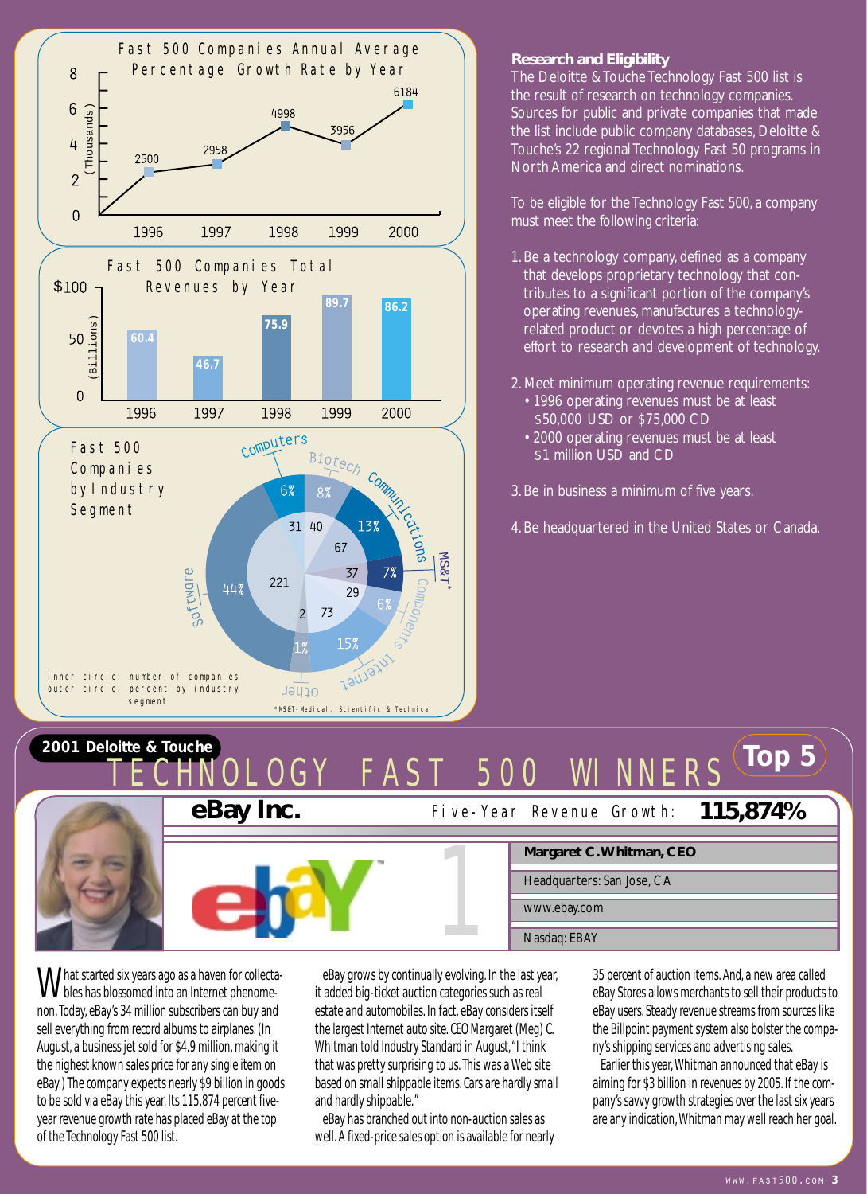## Fast 500 Companies Annual Average Percentage Growth Rate by Year

(Thousands)

| Year | Growth Rate |
|---|---|
| 1996 | 2500 |
| 1997 | 2958 |
| 1998 | 4998 |
| 1999 | 3956 |
| 2000 | 6184 |

## Fast 500 Companies Total Revenues by Year

(Billions)

| Year | Revenues |
|---|---|
| 1996 | 60.4 |
| 1997 | 46.7 |
| 1998 | 75.9 |
| 1999 | 89.7 |
| 2000 | 86.2 |

## Fast 500 Companies by Industry Segment

| Industry Segment | Number of Companies | Percent |
|---|---|---|
| Computers | 31 | 6% |
| Biotech | 40 | 8% |
| Communications | 67 | 13% |
| MS&T* | 37 | 7% |
| Components | 29 | 6% |
| Internet | 73 | 15% |
| Other | 2 | 1% |
| Software | 221 | 44% |

inner circle: number of companies
outer circle: percent by industry segment

*MS&T-Medical, Scientific & Technical

### Research and Eligibility

The Deloitte & Touche Technology Fast 500 list is the result of research on technology companies. Sources for public and private companies that made the list include public company databases, Deloitte & Touche's 22 regional Technology Fast 50 programs in North America and direct nominations.

To be eligible for the Technology Fast 500, a company must meet the following criteria:

1. Be a technology company, defined as a company that develops proprietary technology that contributes to a significant portion of the company's operating revenues, manufactures a technology-related product or devotes a high percentage of effort to research and development of technology.
2. Meet minimum operating revenue requirements:
   - 1996 operating revenues must be at least $50,000 USD or $75,000 CD
   - 2000 operating revenues must be at least $1 million USD and CD
3. Be in business a minimum of five years.
4. Be headquartered in the United States or Canada.

# 2001 Deloitte & Touche TECHNOLOGY FAST 500 WINNERS — Top 5

## 1 eBay Inc.

Five-Year Revenue Growth: **115,874%**

**Margaret C. Whitman, CEO**

Headquarters: San Jose, CA

www.ebay.com

Nasdaq: EBAY

What started six years ago as a haven for collectables has blossomed into an Internet phenomenon. Today, eBay's 34 million subscribers can buy and sell everything from record albums to airplanes. (In August, a business jet sold for $4.9 million, making it the highest known sales price for any single item on eBay.) The company expects nearly $9 billion in goods to be sold via eBay this year. Its 115,874 percent five-year revenue growth rate has placed eBay at the top of the Technology Fast 500 list.

eBay grows by continually evolving. In the last year, it added big-ticket auction categories such as real estate and automobiles. In fact, eBay considers itself the largest Internet auto site. CEO Margaret (Meg) C. Whitman told Industry Standard in August, "I think that was pretty surprising to us. This was a Web site based on small shippable items. Cars are hardly small and hardly shippable."

eBay has branched out into non-auction sales as well. A fixed-price sales option is available for nearly 35 percent of auction items. And, a new area called eBay Stores allows merchants to sell their products to eBay users. Steady revenue streams from sources like the Billpoint payment system also bolster the company's shipping services and advertising sales.

Earlier this year, Whitman announced that eBay is aiming for $3 billion in revenues by 2005. If the company's savvy growth strategies over the last six years are any indication, Whitman may well reach her goal.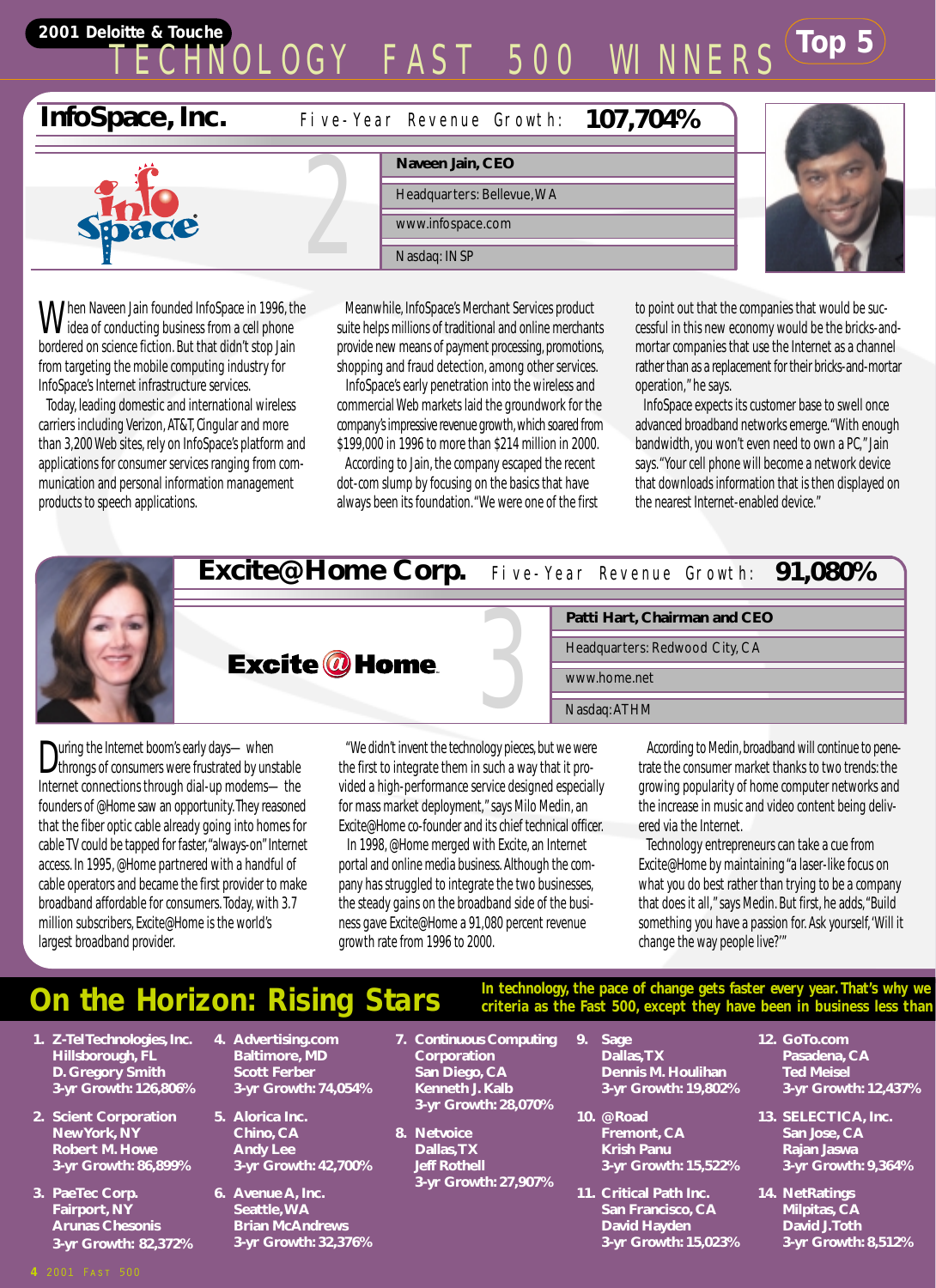**2001 Deloitte & Touche**

# TECHNOLOGY FAST 500 WINNERS — Top 5

## InfoSpace, Inc.

Five-Year Revenue Growth: **107,704%**

2

**Naveen Jain, CEO**

Headquarters: Bellevue, WA

www.infospace.com

Nasdaq: INSP

When Naveen Jain founded InfoSpace in 1996, the idea of conducting business from a cell phone bordered on science fiction. But that didn't stop Jain from targeting the mobile computing industry for InfoSpace's Internet infrastructure services.

Today, leading domestic and international wireless carriers including Verizon, AT&T, Cingular and more than 3,200 Web sites, rely on InfoSpace's platform and applications for consumer services ranging from communication and personal information management products to speech applications.

Meanwhile, InfoSpace's Merchant Services product suite helps millions of traditional and online merchants provide new means of payment processing, promotions, shopping and fraud detection, among other services.

InfoSpace's early penetration into the wireless and commercial Web markets laid the groundwork for the company's impressive revenue growth, which soared from $199,000 in 1996 to more than $214 million in 2000.

According to Jain, the company escaped the recent dot-com slump by focusing on the basics that have always been its foundation. "We were one of the first to point out that the companies that would be successful in this new economy would be the bricks-and-mortar companies that use the Internet as a channel rather than as a replacement for their bricks-and-mortar operation," he says.

InfoSpace expects its customer base to swell once advanced broadband networks emerge. "With enough bandwidth, you won't even need to own a PC," Jain says. "Your cell phone will become a network device that downloads information that is then displayed on the nearest Internet-enabled device."

## Excite@Home Corp.

Five-Year Revenue Growth: **91,080%**

3

**Patti Hart, Chairman and CEO**

Headquarters: Redwood City, CA

www.home.net

Nasdaq: ATHM

During the Internet boom's early days— when throngs of consumers were frustrated by unstable Internet connections through dial-up modems— the founders of @Home saw an opportunity. They reasoned that the fiber optic cable already going into homes for cable TV could be tapped for faster, "always-on" Internet access. In 1995, @Home partnered with a handful of cable operators and became the first provider to make broadband affordable for consumers. Today, with 3.7 million subscribers, Excite@Home is the world's largest broadband provider.

"We didn't invent the technology pieces, but we were the first to integrate them in such a way that it provided a high-performance service designed especially for mass market deployment," says Milo Medin, an Excite@Home co-founder and its chief technical officer.

In 1998, @Home merged with Excite, an Internet portal and online media business. Although the company has struggled to integrate the two businesses, the steady gains on the broadband side of the business gave Excite@Home a 91,080 percent revenue growth rate from 1996 to 2000.

According to Medin, broadband will continue to penetrate the consumer market thanks to two trends: the growing popularity of home computer networks and the increase in music and video content being delivered via the Internet.

Technology entrepreneurs can take a cue from Excite@Home by maintaining "a laser-like focus on what you do best rather than trying to be a company that does it all," says Medin. But first, he adds, "Build something you have a passion for. Ask yourself, 'Will it change the way people live?'"

## On the Horizon: Rising Stars

**In technology, the pace of change gets faster every year. That's why we criteria as the Fast 500, except they have been in business less than**

1. **Z-Tel Technologies, Inc.**
   Hillsborough, FL
   D. Gregory Smith
   3-yr Growth: 126,806%
2. **Scient Corporation**
   New York, NY
   Robert M. Howe
   3-yr Growth: 86,899%
3. **PaeTec Corp.**
   Fairport, NY
   Arunas Chesonis
   3-yr Growth: 82,372%
4. **Advertising.com**
   Baltimore, MD
   Scott Ferber
   3-yr Growth: 74,054%
5. **Alorica Inc.**
   Chino, CA
   Andy Lee
   3-yr Growth: 42,700%
6. **Avenue A, Inc.**
   Seattle, WA
   Brian McAndrews
   3-yr Growth: 32,376%
7. **Continuous Computing Corporation**
   San Diego, CA
   Kenneth J. Kalb
   3-yr Growth: 28,070%
8. **Netvoice**
   Dallas, TX
   Jeff Rothell
   3-yr Growth: 27,907%
9. **Sage**
   Dallas, TX
   Dennis M. Houlihan
   3-yr Growth: 19,802%
10. **@Road**
    Fremont, CA
    Krish Panu
    3-yr Growth: 15,522%
11. **Critical Path Inc.**
    San Francisco, CA
    David Hayden
    3-yr Growth: 15,023%
12. **GoTo.com**
    Pasadena, CA
    Ted Meisel
    3-yr Growth: 12,437%
13. **SELECTICA, Inc.**
    San Jose, CA
    Rajan Jaswa
    3-yr Growth: 9,364%
14. **NetRatings**
    Milpitas, CA
    David J. Toth
    3-yr Growth: 8,512%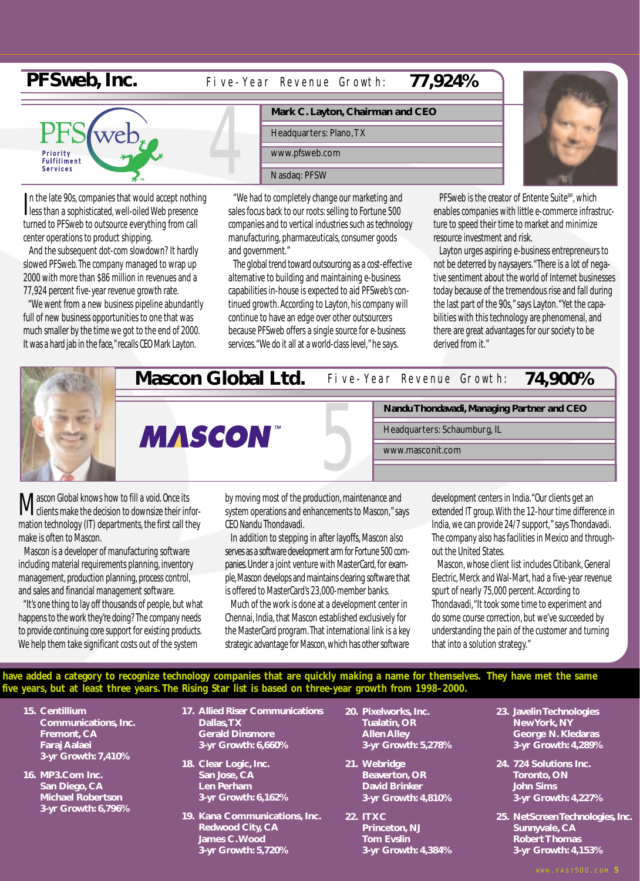## PFSweb, Inc.

Five-Year Revenue Growth: **77,924%**

4

**Mark C. Layton, Chairman and CEO**

Headquarters: Plano, TX

www.pfsweb.com

Nasdaq: PFSW

PFS web Priority Fulfillment Services

In the late 90s, companies that would accept nothing less than a sophisticated, well-oiled Web presence turned to PFSweb to outsource everything from call center operations to product shipping.

And the subsequent dot-com slowdown? It hardly slowed PFSweb. The company managed to wrap up 2000 with more than $86 million in revenues and a 77,924 percent five-year revenue growth rate.

"We went from a new business pipeline abundantly full of new business opportunities to one that was much smaller by the time we got to the end of 2000. It was a hard jab in the face," recalls CEO Mark Layton.

"We had to completely change our marketing and sales focus back to our roots: selling to Fortune 500 companies and to vertical industries such as technology manufacturing, pharmaceuticals, consumer goods and government."

The global trend toward outsourcing as a cost-effective alternative to building and maintaining e-business capabilities in-house is expected to aid PFSweb's continued growth. According to Layton, his company will continue to have an edge over other outsourcers because PFSweb offers a single source for e-business services. "We do it all at a world-class level," he says.

PFSweb is the creator of Entente Suite[SM], which enables companies with little e-commerce infrastructure to speed their time to market and minimize resource investment and risk.

Layton urges aspiring e-business entrepreneurs to not be deterred by naysayers. "There is a lot of negative sentiment about the world of Internet businesses today because of the tremendous rise and fall during the last part of the 90s," says Layton. "Yet the capabilities with this technology are phenomenal, and there are great advantages for our society to be derived from it."

## Mascon Global Ltd.

Five-Year Revenue Growth: **74,900%**

5

MASCON™

**Nandu Thondavadi, Managing Partner and CEO**

Headquarters: Schaumburg, IL

www.masconit.com

Mascon Global knows how to fill a void. Once its clients make the decision to downsize their information technology (IT) departments, the first call they make is often to Mascon.

Mascon is a developer of manufacturing software including material requirements planning, inventory management, production planning, process control, and sales and financial management software.

"It's one thing to lay off thousands of people, but what happens to the work they're doing? The company needs to provide continuing core support for existing products. We help them take significant costs out of the system by moving most of the production, maintenance and system operations and enhancements to Mascon," says CEO Nandu Thondavadi.

In addition to stepping in after layoffs, Mascon also serves as a software development arm for Fortune 500 companies. Under a joint venture with MasterCard, for example, Mascon develops and maintains clearing software that is offered to MasterCard's 23,000-member banks.

Much of the work is done at a development center in Chennai, India, that Mascon established exclusively for the MasterCard program. That international link is a key strategic advantage for Mascon, which has other software development centers in India. "Our clients get an extended IT group. With the 12-hour time difference in India, we can provide 24/7 support," says Thondavadi. The company also has facilities in Mexico and throughout the United States.

Mascon, whose client list includes Citibank, General Electric, Merck and Wal-Mart, had a five-year revenue spurt of nearly 75,000 percent. According to Thondavadi, "It took some time to experiment and do some course correction, but we've succeeded by understanding the pain of the customer and turning that into a solution strategy."

**have added a category to recognize technology companies that are quickly making a name for themselves. They have met the same five years, but at least three years. The Rising Star list is based on three-year growth from 1998–2000.**

**15. Centillium Communications, Inc.**
Fremont, CA
Faraj Aalaei
3-yr Growth: 7,410%

**16. MP3.Com Inc.**
San Diego, CA
Michael Robertson
3-yr Growth: 6,796%

**17. Allied Riser Communications**
Dallas, TX
Gerald Dinsmore
3-yr Growth: 6,660%

**18. Clear Logic, Inc.**
San Jose, CA
Len Perham
3-yr Growth: 6,162%

**19. Kana Communications, Inc.**
Redwood City, CA
James C. Wood
3-yr Growth: 5,720%

**20. Pixelworks, Inc.**
Tualatin, OR
Allen Alley
3-yr Growth: 5,278%

**21. Webridge**
Beaverton, OR
David Brinker
3-yr Growth: 4,810%

**22. ITXC**
Princeton, NJ
Tom Evslin
3-yr Growth: 4,384%

**23. Javelin Technologies**
New York, NY
George N. Kledaras
3-yr Growth: 4,289%

**24. 724 Solutions Inc.**
Toronto, ON
John Sims
3-yr Growth: 4,227%

**25. NetScreen Technologies, Inc.**
Sunnyvale, CA
Robert Thomas
3-yr Growth: 4,153%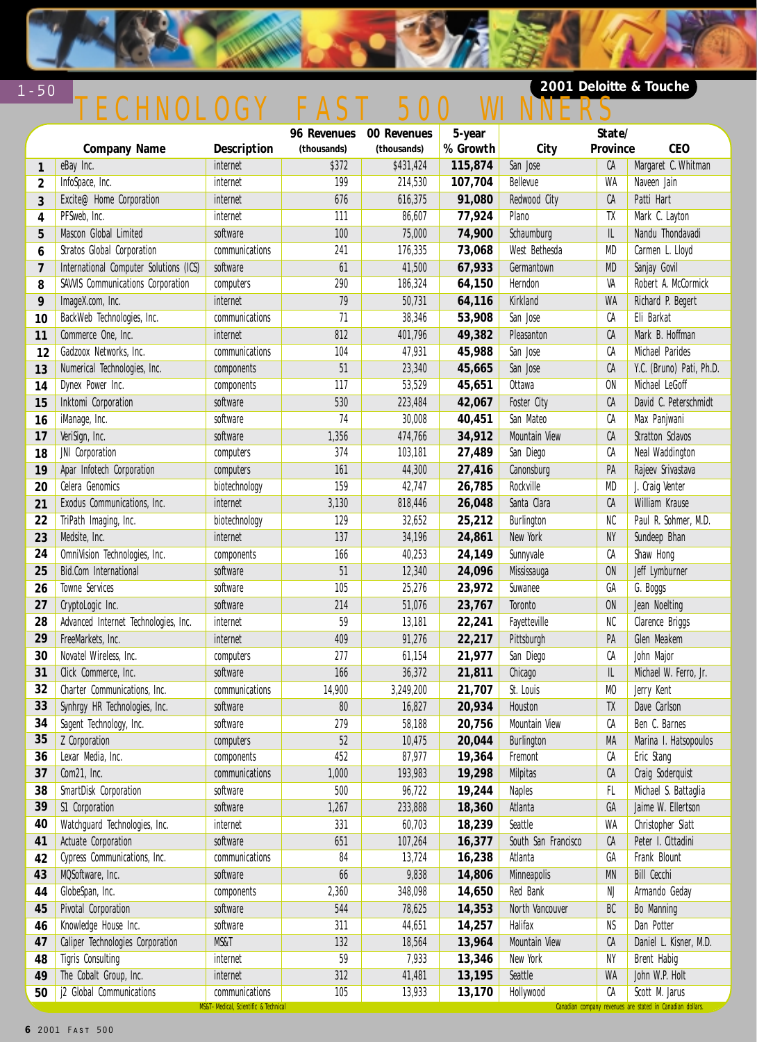# 2001 Deloitte & Touche TECHNOLOGY FAST 500 WINNERS

## 1-50

| | Company Name | Description | 96 Revenues (thousands) | 00 Revenues (thousands) | 5-year % Growth | City | State/ Province | CEO |
|---|---|---|---|---|---|---|---|---|
| 1 | eBay Inc. | internet | $372 | $431,424 | 115,874 | San Jose | CA | Margaret C. Whitman |
| 2 | InfoSpace, Inc. | internet | 199 | 214,530 | 107,704 | Bellevue | WA | Naveen Jain |
| 3 | Excite@ Home Corporation | internet | 676 | 616,375 | 91,080 | Redwood City | CA | Patti Hart |
| 4 | PFSweb, Inc. | internet | 111 | 86,607 | 77,924 | Plano | TX | Mark C. Layton |
| 5 | Mascon Global Limited | software | 100 | 75,000 | 74,900 | Schaumburg | IL | Nandu Thondavadi |
| 6 | Stratos Global Corporation | communications | 241 | 176,335 | 73,068 | West Bethesda | MD | Carmen L. Lloyd |
| 7 | International Computer Solutions (ICS) | software | 61 | 41,500 | 67,933 | Germantown | MD | Sanjay Govil |
| 8 | SAVVIS Communications Corporation | computers | 290 | 186,324 | 64,150 | Herndon | VA | Robert A. McCormick |
| 9 | ImageX.com, Inc. | internet | 79 | 50,731 | 64,116 | Kirkland | WA | Richard P. Begert |
| 10 | BackWeb Technologies, Inc. | communications | 71 | 38,346 | 53,908 | San Jose | CA | Eli Barkat |
| 11 | Commerce One, Inc. | internet | 812 | 401,796 | 49,382 | Pleasanton | CA | Mark B. Hoffman |
| 12 | Gadzoox Networks, Inc. | communications | 104 | 47,931 | 45,988 | San Jose | CA | Michael Parides |
| 13 | Numerical Technologies, Inc. | components | 51 | 23,340 | 45,665 | San Jose | CA | Y.C. (Bruno) Pati, Ph.D. |
| 14 | Dynex Power Inc. | components | 117 | 53,529 | 45,651 | Ottawa | ON | Michael LeGoff |
| 15 | Inktomi Corporation | software | 530 | 223,484 | 42,067 | Foster City | CA | David C. Peterschmidt |
| 16 | iManage, Inc. | software | 74 | 30,008 | 40,451 | San Mateo | CA | Max Panjwani |
| 17 | VeriSign, Inc. | software | 1,356 | 474,766 | 34,912 | Mountain View | CA | Stratton Sclavos |
| 18 | JNI Corporation | computers | 374 | 103,181 | 27,489 | San Diego | CA | Neal Waddington |
| 19 | Apar Infotech Corporation | computers | 161 | 44,300 | 27,416 | Canonsburg | PA | Rajeev Srivastava |
| 20 | Celera Genomics | biotechnology | 159 | 42,747 | 26,785 | Rockville | MD | J. Craig Venter |
| 21 | Exodus Communications, Inc. | internet | 3,130 | 818,446 | 26,048 | Santa Clara | CA | William Krause |
| 22 | TriPath Imaging, Inc. | biotechnology | 129 | 32,652 | 25,212 | Burlington | NC | Paul R. Sohmer, M.D. |
| 23 | Medsite, Inc. | internet | 137 | 34,196 | 24,861 | New York | NY | Sundeep Bhan |
| 24 | OmniVision Technologies, Inc. | components | 166 | 40,253 | 24,149 | Sunnyvale | CA | Shaw Hong |
| 25 | Bid.Com International | software | 51 | 12,340 | 24,096 | Mississauga | ON | Jeff Lymburner |
| 26 | Towne Services | software | 105 | 25,276 | 23,972 | Suwanee | GA | G. Boggs |
| 27 | CryptoLogic Inc. | software | 214 | 51,076 | 23,767 | Toronto | ON | Jean Noelting |
| 28 | Advanced Internet Technologies, Inc. | internet | 59 | 13,181 | 22,241 | Fayetteville | NC | Clarence Briggs |
| 29 | FreeMarkets, Inc. | internet | 409 | 91,276 | 22,217 | Pittsburgh | PA | Glen Meakem |
| 30 | Novatel Wireless, Inc. | computers | 277 | 61,154 | 21,977 | San Diego | CA | John Major |
| 31 | Click Commerce, Inc. | software | 166 | 36,372 | 21,811 | Chicago | IL | Michael W. Ferro, Jr. |
| 32 | Charter Communications, Inc. | communications | 14,900 | 3,249,200 | 21,707 | St. Louis | MO | Jerry Kent |
| 33 | Synhrgy HR Technologies, Inc. | software | 80 | 16,827 | 20,934 | Houston | TX | Dave Carlson |
| 34 | Sagent Technology, Inc. | software | 279 | 58,188 | 20,756 | Mountain View | CA | Ben C. Barnes |
| 35 | Z Corporation | computers | 52 | 10,475 | 20,044 | Burlington | MA | Marina I. Hatsopoulos |
| 36 | Lexar Media, Inc. | components | 452 | 87,977 | 19,364 | Fremont | CA | Eric Stang |
| 37 | Com21, Inc. | communications | 1,000 | 193,983 | 19,298 | Milpitas | CA | Craig Soderquist |
| 38 | SmartDisk Corporation | software | 500 | 96,722 | 19,244 | Naples | FL | Michael S. Battaglia |
| 39 | S1 Corporation | software | 1,267 | 233,888 | 18,360 | Atlanta | GA | Jaime W. Ellertson |
| 40 | Watchguard Technologies, Inc. | internet | 331 | 60,703 | 18,239 | Seattle | WA | Christopher Slatt |
| 41 | Actuate Corporation | software | 651 | 107,264 | 16,377 | South San Francisco | CA | Peter I. Cittadini |
| 42 | Cypress Communications, Inc. | communications | 84 | 13,724 | 16,238 | Atlanta | GA | Frank Blount |
| 43 | MQSoftware, Inc. | software | 66 | 9,838 | 14,806 | Minneapolis | MN | Bill Cecchi |
| 44 | GlobeSpan, Inc. | components | 2,360 | 348,098 | 14,650 | Red Bank | NJ | Armando Geday |
| 45 | Pivotal Corporation | software | 544 | 78,625 | 14,353 | North Vancouver | BC | Bo Manning |
| 46 | Knowledge House Inc. | software | 311 | 44,651 | 14,257 | Halifax | NS | Dan Potter |
| 47 | Caliper Technologies Corporation | MS&T | 132 | 18,564 | 13,964 | Mountain View | CA | Daniel L. Kisner, M.D. |
| 48 | Tigris Consulting | internet | 59 | 7,933 | 13,346 | New York | NY | Brent Habig |
| 49 | The Cobalt Group, Inc. | internet | 312 | 41,481 | 13,195 | Seattle | WA | John W.P. Holt |
| 50 | j2 Global Communications | communications | 105 | 13,933 | 13,170 | Hollywood | CA | Scott M. Jarus |

MS&T- Medical, Scientific & Technical

Canadian company revenues are stated in Canadian dollars.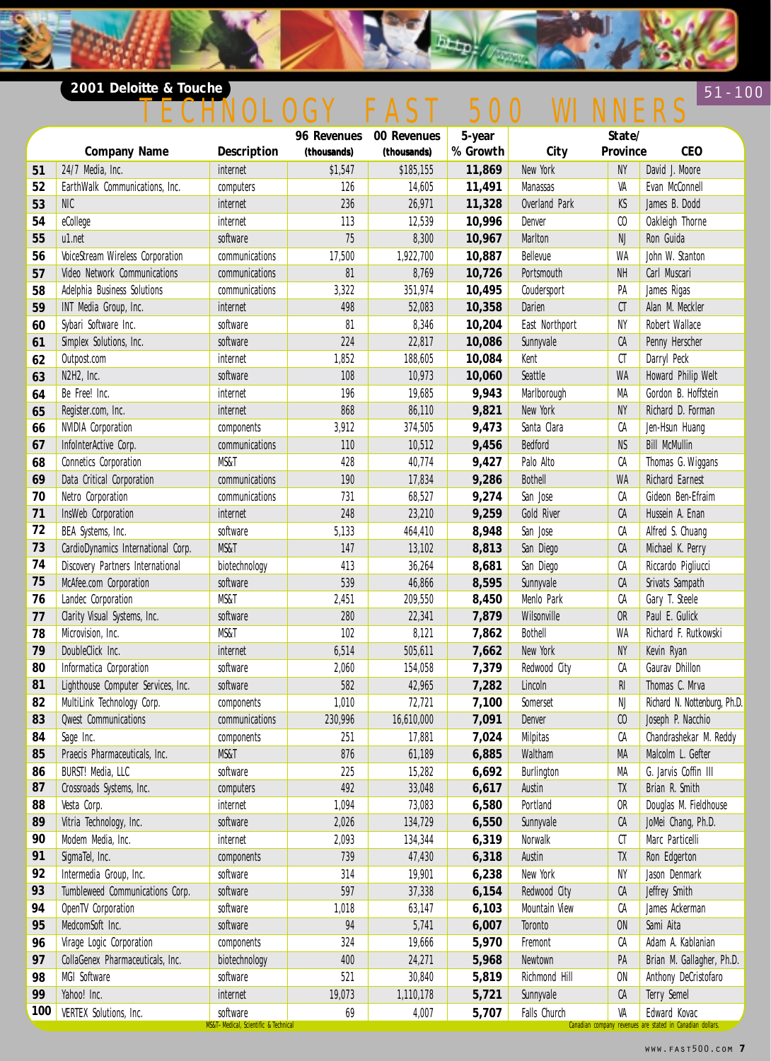# 2001 Deloitte & Touche TECHNOLOGY FAST 500 WINNERS

51-100

| | Company Name | Description | 96 Revenues (thousands) | 00 Revenues (thousands) | 5-year % Growth | City | State/ Province | CEO |
|---|---|---|---|---|---|---|---|---|
| 51 | 24/7 Media, Inc. | internet | $1,547 | $185,155 | 11,869 | New York | NY | David J. Moore |
| 52 | EarthWalk Communications, Inc. | computers | 126 | 14,605 | 11,491 | Manassas | VA | Evan McConnell |
| 53 | NIC | internet | 236 | 26,971 | 11,328 | Overland Park | KS | James B. Dodd |
| 54 | eCollege | internet | 113 | 12,539 | 10,996 | Denver | CO | Oakleigh Thorne |
| 55 | u1.net | software | 75 | 8,300 | 10,967 | Marlton | NJ | Ron Guida |
| 56 | VoiceStream Wireless Corporation | communications | 17,500 | 1,922,700 | 10,887 | Bellevue | WA | John W. Stanton |
| 57 | Video Network Communications | communications | 81 | 8,769 | 10,726 | Portsmouth | NH | Carl Muscari |
| 58 | Adelphia Business Solutions | communications | 3,322 | 351,974 | 10,495 | Coudersport | PA | James Rigas |
| 59 | INT Media Group, Inc. | internet | 498 | 52,083 | 10,358 | Darien | CT | Alan M. Meckler |
| 60 | Sybari Software Inc. | software | 81 | 8,346 | 10,204 | East Northport | NY | Robert Wallace |
| 61 | Simplex Solutions, Inc. | software | 224 | 22,817 | 10,086 | Sunnyvale | CA | Penny Herscher |
| 62 | Outpost.com | internet | 1,852 | 188,605 | 10,084 | Kent | CT | Darryl Peck |
| 63 | N2H2, Inc. | software | 108 | 10,973 | 10,060 | Seattle | WA | Howard Philip Welt |
| 64 | Be Free! Inc. | internet | 196 | 19,685 | 9,943 | Marlborough | MA | Gordon B. Hoffstein |
| 65 | Register.com, Inc. | internet | 868 | 86,110 | 9,821 | New York | NY | Richard D. Forman |
| 66 | NVIDIA Corporation | components | 3,912 | 374,505 | 9,473 | Santa Clara | CA | Jen-Hsun Huang |
| 67 | InfoInterActive Corp. | communications | 110 | 10,512 | 9,456 | Bedford | NS | Bill McMullin |
| 68 | Connetics Corporation | MS&T | 428 | 40,774 | 9,427 | Palo Alto | CA | Thomas G. Wiggans |
| 69 | Data Critical Corporation | communications | 190 | 17,834 | 9,286 | Bothell | WA | Richard Earnest |
| 70 | Netro Corporation | communications | 731 | 68,527 | 9,274 | San Jose | CA | Gideon Ben-Efraim |
| 71 | InsWeb Corporation | internet | 248 | 23,210 | 9,259 | Gold River | CA | Hussein A. Enan |
| 72 | BEA Systems, Inc. | software | 5,133 | 464,410 | 8,948 | San Jose | CA | Alfred S. Chuang |
| 73 | CardioDynamics International Corp. | MS&T | 147 | 13,102 | 8,813 | San Diego | CA | Michael K. Perry |
| 74 | Discovery Partners International | biotechnology | 413 | 36,264 | 8,681 | San Diego | CA | Riccardo Pigliucci |
| 75 | McAfee.com Corporation | software | 539 | 46,866 | 8,595 | Sunnyvale | CA | Srivats Sampath |
| 76 | Landec Corporation | MS&T | 2,451 | 209,550 | 8,450 | Menlo Park | CA | Gary T. Steele |
| 77 | Clarity Visual Systems, Inc. | software | 280 | 22,341 | 7,879 | Wilsonville | OR | Paul E. Gulick |
| 78 | Microvision, Inc. | MS&T | 102 | 8,121 | 7,862 | Bothell | WA | Richard F. Rutkowski |
| 79 | DoubleClick Inc. | internet | 6,514 | 505,611 | 7,662 | New York | NY | Kevin Ryan |
| 80 | Informatica Corporation | software | 2,060 | 154,058 | 7,379 | Redwood City | CA | Gaurav Dhillon |
| 81 | Lighthouse Computer Services, Inc. | software | 582 | 42,965 | 7,282 | Lincoln | RI | Thomas C. Mrva |
| 82 | MultiLink Technology Corp. | components | 1,010 | 72,721 | 7,100 | Somerset | NJ | Richard N. Nottenburg, Ph.D. |
| 83 | Qwest Communications | communications | 230,996 | 16,610,000 | 7,091 | Denver | CO | Joseph P. Nacchio |
| 84 | Sage Inc. | components | 251 | 17,881 | 7,024 | Milpitas | CA | Chandrashekar M. Reddy |
| 85 | Praecis Pharmaceuticals, Inc. | MS&T | 876 | 61,189 | 6,885 | Waltham | MA | Malcolm L. Gefter |
| 86 | BURST! Media, LLC | software | 225 | 15,282 | 6,692 | Burlington | MA | G. Jarvis Coffin III |
| 87 | Crossroads Systems, Inc. | computers | 492 | 33,048 | 6,617 | Austin | TX | Brian R. Smith |
| 88 | Vesta Corp. | internet | 1,094 | 73,083 | 6,580 | Portland | OR | Douglas M. Fieldhouse |
| 89 | Vitria Technology, Inc. | software | 2,026 | 134,729 | 6,550 | Sunnyvale | CA | JoMei Chang, Ph.D. |
| 90 | Modem Media, Inc. | internet | 2,093 | 134,344 | 6,319 | Norwalk | CT | Marc Particelli |
| 91 | SigmaTel, Inc. | components | 739 | 47,430 | 6,318 | Austin | TX | Ron Edgerton |
| 92 | Intermedia Group, Inc. | software | 314 | 19,901 | 6,238 | New York | NY | Jason Denmark |
| 93 | Tumbleweed Communications Corp. | software | 597 | 37,338 | 6,154 | Redwood City | CA | Jeffrey Smith |
| 94 | OpenTV Corporation | software | 1,018 | 63,147 | 6,103 | Mountain View | CA | James Ackerman |
| 95 | MedcomSoft Inc. | software | 94 | 5,741 | 6,007 | Toronto | ON | Sami Aita |
| 96 | Virage Logic Corporation | components | 324 | 19,666 | 5,970 | Fremont | CA | Adam A. Kablanian |
| 97 | CollaGenex Pharmaceuticals, Inc. | biotechnology | 400 | 24,271 | 5,968 | Newtown | PA | Brian M. Gallagher, Ph.D. |
| 98 | MGI Software | software | 521 | 30,840 | 5,819 | Richmond Hill | ON | Anthony DeCristofaro |
| 99 | Yahoo! Inc. | internet | 19,073 | 1,110,178 | 5,721 | Sunnyvale | CA | Terry Semel |
| 100 | VERTEX Solutions, Inc. | software | 69 | 4,007 | 5,707 | Falls Church | VA | Edward Kovac |

MS&T– Medical, Scientific & Technical

Canadian company revenues are stated in Canadian dollars.

WWW.FAST500.COM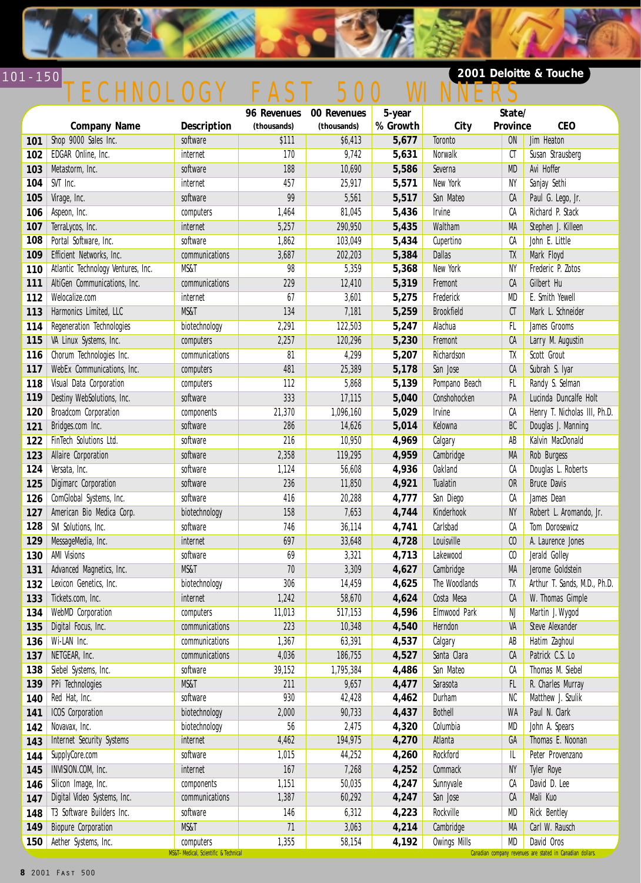# 2001 Deloitte & Touche TECHNOLOGY FAST 500 WINNERS

## 101-150

| | Company Name | Description | 96 Revenues (thousands) | 00 Revenues (thousands) | 5-year % Growth | City | State/ Province | CEO |
|---|---|---|---|---|---|---|---|---|
| 101 | Shop 9000 Sales Inc. | software | $111 | $6,413 | 5,677 | Toronto | ON | Jim Heaton |
| 102 | EDGAR Online, Inc. | internet | 170 | 9,742 | 5,631 | Norwalk | CT | Susan Strausberg |
| 103 | Metastorm, Inc. | software | 188 | 10,690 | 5,586 | Severna | MD | Avi Hoffer |
| 104 | SVT Inc. | internet | 457 | 25,917 | 5,571 | New York | NY | Sanjay Sethi |
| 105 | Virage, Inc. | software | 99 | 5,561 | 5,517 | San Mateo | CA | Paul G. Lego, Jr. |
| 106 | Aspeon, Inc. | computers | 1,464 | 81,045 | 5,436 | Irvine | CA | Richard P. Stack |
| 107 | TerraLycos, Inc. | internet | 5,257 | 290,950 | 5,435 | Waltham | MA | Stephen J. Killeen |
| 108 | Portal Software, Inc. | software | 1,862 | 103,049 | 5,434 | Cupertino | CA | John E. Little |
| 109 | Efficient Networks, Inc. | communications | 3,687 | 202,203 | 5,384 | Dallas | TX | Mark Floyd |
| 110 | Atlantic Technology Ventures, Inc. | MS&T | 98 | 5,359 | 5,368 | New York | NY | Frederic P. Zotos |
| 111 | AltiGen Communications, Inc. | communications | 229 | 12,410 | 5,319 | Fremont | CA | Gilbert Hu |
| 112 | Welocalize.com | internet | 67 | 3,601 | 5,275 | Frederick | MD | E. Smith Yewell |
| 113 | Harmonics Limited, LLC | MS&T | 134 | 7,181 | 5,259 | Brookfield | CT | Mark L. Schneider |
| 114 | Regeneration Technologies | biotechnology | 2,291 | 122,503 | 5,247 | Alachua | FL | James Grooms |
| 115 | VA Linux Systems, Inc. | computers | 2,257 | 120,296 | 5,230 | Fremont | CA | Larry M. Augustin |
| 116 | Chorum Technologies Inc. | communications | 81 | 4,299 | 5,207 | Richardson | TX | Scott Grout |
| 117 | WebEx Communications, Inc. | computers | 481 | 25,389 | 5,178 | San Jose | CA | Subrah S. Iyar |
| 118 | Visual Data Corporation | computers | 112 | 5,868 | 5,139 | Pompano Beach | FL | Randy S. Selman |
| 119 | Destiny WebSolutions, Inc. | software | 333 | 17,115 | 5,040 | Conshohocken | PA | Lucinda Duncalfe Holt |
| 120 | Broadcom Corporation | components | 21,370 | 1,096,160 | 5,029 | Irvine | CA | Henry T. Nicholas III, Ph.D. |
| 121 | Bridges.com Inc. | software | 286 | 14,626 | 5,014 | Kelowna | BC | Douglas J. Manning |
| 122 | FinTech Solutions Ltd. | software | 216 | 10,950 | 4,969 | Calgary | AB | Kalvin MacDonald |
| 123 | Allaire Corporation | software | 2,358 | 119,295 | 4,959 | Cambridge | MA | Rob Burgess |
| 124 | Versata, Inc. | software | 1,124 | 56,608 | 4,936 | Oakland | CA | Douglas L. Roberts |
| 125 | Digimarc Corporation | software | 236 | 11,850 | 4,921 | Tualatin | OR | Bruce Davis |
| 126 | ComGlobal Systems, Inc. | software | 416 | 20,288 | 4,777 | San Diego | CA | James Dean |
| 127 | American Bio Medica Corp. | biotechnology | 158 | 7,653 | 4,744 | Kinderhook | NY | Robert L. Aromando, Jr. |
| 128 | SVI Solutions, Inc. | software | 746 | 36,114 | 4,741 | Carlsbad | CA | Tom Dorosewicz |
| 129 | MessageMedia, Inc. | internet | 697 | 33,648 | 4,728 | Louisville | CO | A. Laurence Jones |
| 130 | AMI Visions | software | 69 | 3,321 | 4,713 | Lakewood | CO | Jerald Golley |
| 131 | Advanced Magnetics, Inc. | MS&T | 70 | 3,309 | 4,627 | Cambridge | MA | Jerome Goldstein |
| 132 | Lexicon Genetics, Inc. | biotechnology | 306 | 14,459 | 4,625 | The Woodlands | TX | Arthur T. Sands, M.D., Ph.D. |
| 133 | Tickets.com, Inc. | internet | 1,242 | 58,670 | 4,624 | Costa Mesa | CA | W. Thomas Gimple |
| 134 | WebMD Corporation | computers | 11,013 | 517,153 | 4,596 | Elmwood Park | NJ | Martin J. Wygod |
| 135 | Digital Focus, Inc. | communications | 223 | 10,348 | 4,540 | Herndon | VA | Steve Alexander |
| 136 | Wi-LAN Inc. | communications | 1,367 | 63,391 | 4,537 | Calgary | AB | Hatim Zaghoul |
| 137 | NETGEAR, Inc. | communications | 4,036 | 186,755 | 4,527 | Santa Clara | CA | Patrick C.S. Lo |
| 138 | Siebel Systems, Inc. | software | 39,152 | 1,795,384 | 4,486 | San Mateo | CA | Thomas M. Siebel |
| 139 | PPi Technologies | MS&T | 211 | 9,657 | 4,477 | Sarasota | FL | R. Charles Murray |
| 140 | Red Hat, Inc. | software | 930 | 42,428 | 4,462 | Durham | NC | Matthew J. Szulik |
| 141 | ICOS Corporation | biotechnology | 2,000 | 90,733 | 4,437 | Bothell | WA | Paul N. Clark |
| 142 | Novavax, Inc. | biotechnology | 56 | 2,475 | 4,320 | Columbia | MD | John A. Spears |
| 143 | Internet Security Systems | internet | 4,462 | 194,975 | 4,270 | Atlanta | GA | Thomas E. Noonan |
| 144 | SupplyCore.com | software | 1,015 | 44,252 | 4,260 | Rockford | IL | Peter Provenzano |
| 145 | INVISION.COM, Inc. | internet | 167 | 7,268 | 4,252 | Commack | NY | Tyler Roye |
| 146 | Silicon Image, Inc. | components | 1,151 | 50,035 | 4,247 | Sunnyvale | CA | David D. Lee |
| 147 | Digital Video Systems, Inc. | communications | 1,387 | 60,292 | 4,247 | San Jose | CA | Mali Kuo |
| 148 | T3 Software Builders Inc. | software | 146 | 6,312 | 4,223 | Rockville | MD | Rick Bentley |
| 149 | Biopure Corporation | MS&T | 71 | 3,063 | 4,214 | Cambridge | MA | Carl W. Rausch |
| 150 | Aether Systems, Inc. | computers | 1,355 | 58,154 | 4,192 | Owings Mills | MD | David Oros |

MS&T- Medical, Scientific & Technical

Canadian company revenues are stated in Canadian dollars.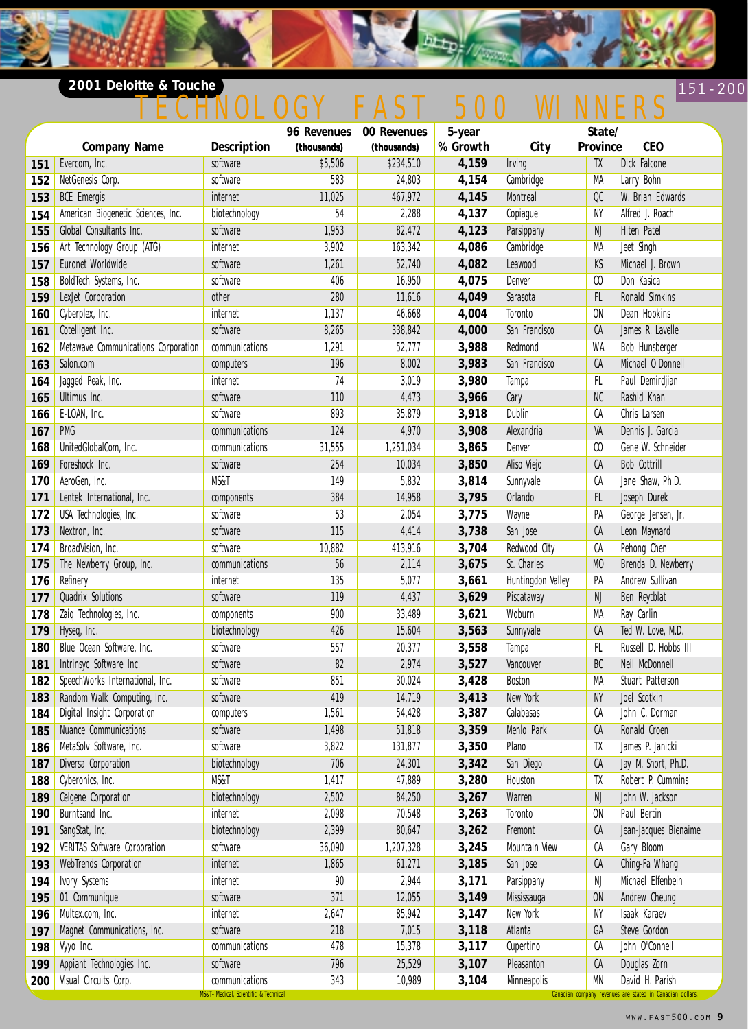## 2001 Deloitte & Touche TECHNOLOGY FAST 500 WINNERS

151-200

| | Company Name | Description | 96 Revenues (thousands) | 00 Revenues (thousands) | 5-year % Growth | City | State/ Province | CEO |
|---|---|---|---|---|---|---|---|---|
| 151 | Evercom, Inc. | software | $5,506 | $234,510 | 4,159 | Irving | TX | Dick Falcone |
| 152 | NetGenesis Corp. | software | 583 | 24,803 | 4,154 | Cambridge | MA | Larry Bohn |
| 153 | BCE Emergis | internet | 11,025 | 467,972 | 4,145 | Montreal | QC | W. Brian Edwards |
| 154 | American Biogenetic Sciences, Inc. | biotechnology | 54 | 2,288 | 4,137 | Copiague | NY | Alfred J. Roach |
| 155 | Global Consultants Inc. | software | 1,953 | 82,472 | 4,123 | Parsippany | NJ | Hiten Patel |
| 156 | Art Technology Group (ATG) | internet | 3,902 | 163,342 | 4,086 | Cambridge | MA | Jeet Singh |
| 157 | Euronet Worldwide | software | 1,261 | 52,740 | 4,082 | Leawood | KS | Michael J. Brown |
| 158 | BoldTech Systems, Inc. | software | 406 | 16,950 | 4,075 | Denver | CO | Don Kasica |
| 159 | LexJet Corporation | other | 280 | 11,616 | 4,049 | Sarasota | FL | Ronald Simkins |
| 160 | Cyberplex, Inc. | internet | 1,137 | 46,668 | 4,004 | Toronto | ON | Dean Hopkins |
| 161 | Cotelligent Inc. | software | 8,265 | 338,842 | 4,000 | San Francisco | CA | James R. Lavelle |
| 162 | Metawave Communications Corporation | communications | 1,291 | 52,777 | 3,988 | Redmond | WA | Bob Hunsberger |
| 163 | Salon.com | computers | 196 | 8,002 | 3,983 | San Francisco | CA | Michael O'Donnell |
| 164 | Jagged Peak, Inc. | internet | 74 | 3,019 | 3,980 | Tampa | FL | Paul Demirdjian |
| 165 | Ultimus Inc. | software | 110 | 4,473 | 3,966 | Cary | NC | Rashid Khan |
| 166 | E-LOAN, Inc. | software | 893 | 35,879 | 3,918 | Dublin | CA | Chris Larsen |
| 167 | PMG | communications | 124 | 4,970 | 3,908 | Alexandria | VA | Dennis J. Garcia |
| 168 | UnitedGlobalCom, Inc. | communications | 31,555 | 1,251,034 | 3,865 | Denver | CO | Gene W. Schneider |
| 169 | Foreshock Inc. | software | 254 | 10,034 | 3,850 | Aliso Viejo | CA | Bob Cottrill |
| 170 | AeroGen, Inc. | MS&T | 149 | 5,832 | 3,814 | Sunnyvale | CA | Jane Shaw, Ph.D. |
| 171 | Lentek International, Inc. | components | 384 | 14,958 | 3,795 | Orlando | FL | Joseph Durek |
| 172 | USA Technologies, Inc. | software | 53 | 2,054 | 3,775 | Wayne | PA | George Jensen, Jr. |
| 173 | Nextron, Inc. | software | 115 | 4,414 | 3,738 | San Jose | CA | Leon Maynard |
| 174 | BroadVision, Inc. | software | 10,882 | 413,916 | 3,704 | Redwood City | CA | Pehong Chen |
| 175 | The Newberry Group, Inc. | communications | 56 | 2,114 | 3,675 | St. Charles | MO | Brenda D. Newberry |
| 176 | Refinery | internet | 135 | 5,077 | 3,661 | Huntingdon Valley | PA | Andrew Sullivan |
| 177 | Quadrix Solutions | software | 119 | 4,437 | 3,629 | Piscataway | NJ | Ben Reytblat |
| 178 | Zaiq Technologies, Inc. | components | 900 | 33,489 | 3,621 | Woburn | MA | Ray Carlin |
| 179 | Hyseq, Inc. | biotechnology | 426 | 15,604 | 3,563 | Sunnyvale | CA | Ted W. Love, M.D. |
| 180 | Blue Ocean Software, Inc. | software | 557 | 20,377 | 3,558 | Tampa | FL | Russell D. Hobbs III |
| 181 | Intrinsyc Software Inc. | software | 82 | 2,974 | 3,527 | Vancouver | BC | Neil McDonnell |
| 182 | SpeechWorks International, Inc. | software | 851 | 30,024 | 3,428 | Boston | MA | Stuart Patterson |
| 183 | Random Walk Computing, Inc. | software | 419 | 14,719 | 3,413 | New York | NY | Joel Scotkin |
| 184 | Digital Insight Corporation | computers | 1,561 | 54,428 | 3,387 | Calabasas | CA | John C. Dorman |
| 185 | Nuance Communications | software | 1,498 | 51,818 | 3,359 | Menlo Park | CA | Ronald Croen |
| 186 | MetaSolv Software, Inc. | software | 3,822 | 131,877 | 3,350 | Plano | TX | James P. Janicki |
| 187 | Diversa Corporation | biotechnology | 706 | 24,301 | 3,342 | San Diego | CA | Jay M. Short, Ph.D. |
| 188 | Cyberonics, Inc. | MS&T | 1,417 | 47,889 | 3,280 | Houston | TX | Robert P. Cummins |
| 189 | Celgene Corporation | biotechnology | 2,502 | 84,250 | 3,267 | Warren | NJ | John W. Jackson |
| 190 | Burntsand Inc. | internet | 2,098 | 70,548 | 3,263 | Toronto | ON | Paul Bertin |
| 191 | SangStat, Inc. | biotechnology | 2,399 | 80,647 | 3,262 | Fremont | CA | Jean-Jacques Bienaime |
| 192 | VERITAS Software Corporation | software | 36,090 | 1,207,328 | 3,245 | Mountain View | CA | Gary Bloom |
| 193 | WebTrends Corporation | internet | 1,865 | 61,271 | 3,185 | San Jose | CA | Ching-Fa Whang |
| 194 | Ivory Systems | internet | 90 | 2,944 | 3,171 | Parsippany | NJ | Michael Elfenbein |
| 195 | 01 Communique | software | 371 | 12,055 | 3,149 | Mississauga | ON | Andrew Cheung |
| 196 | Multex.com, Inc. | internet | 2,647 | 85,942 | 3,147 | New York | NY | Isaak Karaev |
| 197 | Magnet Communications, Inc. | software | 218 | 7,015 | 3,118 | Atlanta | GA | Steve Gordon |
| 198 | Vyyo Inc. | communications | 478 | 15,378 | 3,117 | Cupertino | CA | John O'Connell |
| 199 | Appiant Technologies Inc. | software | 796 | 25,529 | 3,107 | Pleasanton | CA | Douglas Zorn |
| 200 | Visual Circuits Corp. | communications | 343 | 10,989 | 3,104 | Minneapolis | MN | David H. Parish |

MS&T- Medical, Scientific & Technical

Canadian company revenues are stated in Canadian dollars.

WWW.FAST500.COM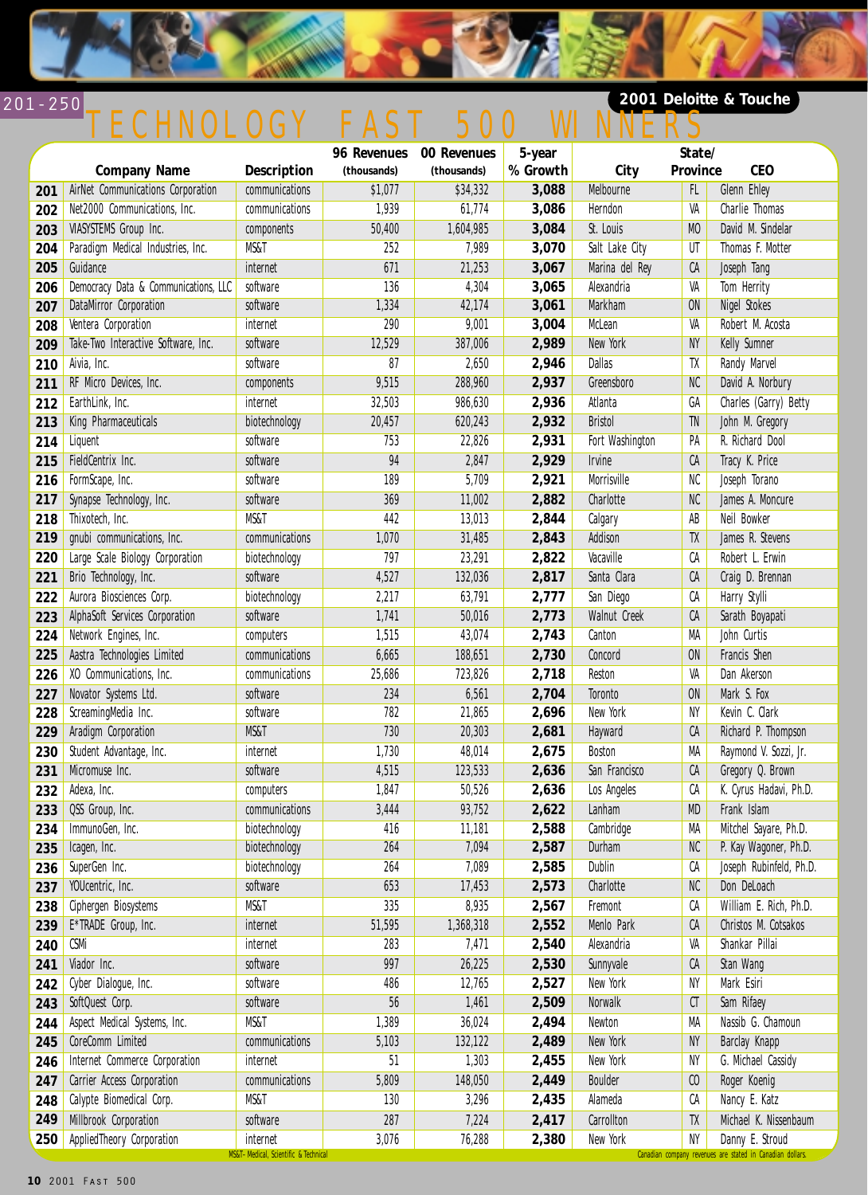# 2001 Deloitte & Touche TECHNOLOGY FAST 500 WINNERS

## 201-250

| | Company Name | Description | 96 Revenues (thousands) | 00 Revenues (thousands) | 5-year % Growth | City | State/ Province | CEO |
|---|---|---|---|---|---|---|---|---|
| 201 | AirNet Communications Corporation | communications | $1,077 | $34,332 | 3,088 | Melbourne | FL | Glenn Ehley |
| 202 | Net2000 Communications, Inc. | communications | 1,939 | 61,774 | 3,086 | Herndon | VA | Charlie Thomas |
| 203 | VIASYSTEMS Group Inc. | components | 50,400 | 1,604,985 | 3,084 | St. Louis | MO | David M. Sindelar |
| 204 | Paradigm Medical Industries, Inc. | MS&T | 252 | 7,989 | 3,070 | Salt Lake City | UT | Thomas F. Motter |
| 205 | Guidance | internet | 671 | 21,253 | 3,067 | Marina del Rey | CA | Joseph Tang |
| 206 | Democracy Data & Communications, LLC | software | 136 | 4,304 | 3,065 | Alexandria | VA | Tom Herrity |
| 207 | DataMirror Corporation | software | 1,334 | 42,174 | 3,061 | Markham | ON | Nigel Stokes |
| 208 | Ventera Corporation | internet | 290 | 9,001 | 3,004 | McLean | VA | Robert M. Acosta |
| 209 | Take-Two Interactive Software, Inc. | software | 12,529 | 387,006 | 2,989 | New York | NY | Kelly Sumner |
| 210 | Aivia, Inc. | software | 87 | 2,650 | 2,946 | Dallas | TX | Randy Marvel |
| 211 | RF Micro Devices, Inc. | components | 9,515 | 288,960 | 2,937 | Greensboro | NC | David A. Norbury |
| 212 | EarthLink, Inc. | internet | 32,503 | 986,630 | 2,936 | Atlanta | GA | Charles (Garry) Betty |
| 213 | King Pharmaceuticals | biotechnology | 20,457 | 620,243 | 2,932 | Bristol | TN | John M. Gregory |
| 214 | Liquent | software | 753 | 22,826 | 2,931 | Fort Washington | PA | R. Richard Dool |
| 215 | FieldCentrix Inc. | software | 94 | 2,847 | 2,929 | Irvine | CA | Tracy K. Price |
| 216 | FormScape, Inc. | software | 189 | 5,709 | 2,921 | Morrisville | NC | Joseph Torano |
| 217 | Synapse Technology, Inc. | software | 369 | 11,002 | 2,882 | Charlotte | NC | James A. Moncure |
| 218 | Thixotech, Inc. | MS&T | 442 | 13,013 | 2,844 | Calgary | AB | Neil Bowker |
| 219 | gnubi communications, Inc. | communications | 1,070 | 31,485 | 2,843 | Addison | TX | James R. Stevens |
| 220 | Large Scale Biology Corporation | biotechnology | 797 | 23,291 | 2,822 | Vacaville | CA | Robert L. Erwin |
| 221 | Brio Technology, Inc. | software | 4,527 | 132,036 | 2,817 | Santa Clara | CA | Craig D. Brennan |
| 222 | Aurora Biosciences Corp. | biotechnology | 2,217 | 63,791 | 2,777 | San Diego | CA | Harry Stylli |
| 223 | AlphaSoft Services Corporation | software | 1,741 | 50,016 | 2,773 | Walnut Creek | CA | Sarath Boyapati |
| 224 | Network Engines, Inc. | computers | 1,515 | 43,074 | 2,743 | Canton | MA | John Curtis |
| 225 | Aastra Technologies Limited | communications | 6,665 | 188,651 | 2,730 | Concord | ON | Francis Shen |
| 226 | XO Communications, Inc. | communications | 25,686 | 723,826 | 2,718 | Reston | VA | Dan Akerson |
| 227 | Novator Systems Ltd. | software | 234 | 6,561 | 2,704 | Toronto | ON | Mark S. Fox |
| 228 | ScreamingMedia Inc. | software | 782 | 21,865 | 2,696 | New York | NY | Kevin C. Clark |
| 229 | Aradigm Corporation | MS&T | 730 | 20,303 | 2,681 | Hayward | CA | Richard P. Thompson |
| 230 | Student Advantage, Inc. | internet | 1,730 | 48,014 | 2,675 | Boston | MA | Raymond V. Sozzi, Jr. |
| 231 | Micromuse Inc. | software | 4,515 | 123,533 | 2,636 | San Francisco | CA | Gregory Q. Brown |
| 232 | Adexa, Inc. | computers | 1,847 | 50,526 | 2,636 | Los Angeles | CA | K. Cyrus Hadavi, Ph.D. |
| 233 | QSS Group, Inc. | communications | 3,444 | 93,752 | 2,622 | Lanham | MD | Frank Islam |
| 234 | ImmunoGen, Inc. | biotechnology | 416 | 11,181 | 2,588 | Cambridge | MA | Mitchel Sayare, Ph.D. |
| 235 | Icagen, Inc. | biotechnology | 264 | 7,094 | 2,587 | Durham | NC | P. Kay Wagoner, Ph.D. |
| 236 | SuperGen Inc. | biotechnology | 264 | 7,089 | 2,585 | Dublin | CA | Joseph Rubinfeld, Ph.D. |
| 237 | YOUcentric, Inc. | software | 653 | 17,453 | 2,573 | Charlotte | NC | Don DeLoach |
| 238 | Ciphergen Biosystems | MS&T | 335 | 8,935 | 2,567 | Fremont | CA | William E. Rich, Ph.D. |
| 239 | E*TRADE Group, Inc. | internet | 51,595 | 1,368,318 | 2,552 | Menlo Park | CA | Christos M. Cotsakos |
| 240 | CSMi | internet | 283 | 7,471 | 2,540 | Alexandria | VA | Shankar Pillai |
| 241 | Viador Inc. | software | 997 | 26,225 | 2,530 | Sunnyvale | CA | Stan Wang |
| 242 | Cyber Dialogue, Inc. | software | 486 | 12,765 | 2,527 | New York | NY | Mark Esiri |
| 243 | SoftQuest Corp. | software | 56 | 1,461 | 2,509 | Norwalk | CT | Sam Rifaey |
| 244 | Aspect Medical Systems, Inc. | MS&T | 1,389 | 36,024 | 2,494 | Newton | MA | Nassib G. Chamoun |
| 245 | CoreComm Limited | communications | 5,103 | 132,122 | 2,489 | New York | NY | Barclay Knapp |
| 246 | Internet Commerce Corporation | internet | 51 | 1,303 | 2,455 | New York | NY | G. Michael Cassidy |
| 247 | Carrier Access Corporation | communications | 5,809 | 148,050 | 2,449 | Boulder | CO | Roger Koenig |
| 248 | Calypte Biomedical Corp. | MS&T | 130 | 3,296 | 2,435 | Alameda | CA | Nancy E. Katz |
| 249 | Millbrook Corporation | software | 287 | 7,224 | 2,417 | Carrollton | TX | Michael K. Nissenbaum |
| 250 | AppliedTheory Corporation | internet | 3,076 | 76,288 | 2,380 | New York | NY | Danny E. Stroud |

MS&T- Medical, Scientific & Technical

Canadian company revenues are stated in Canadian dollars.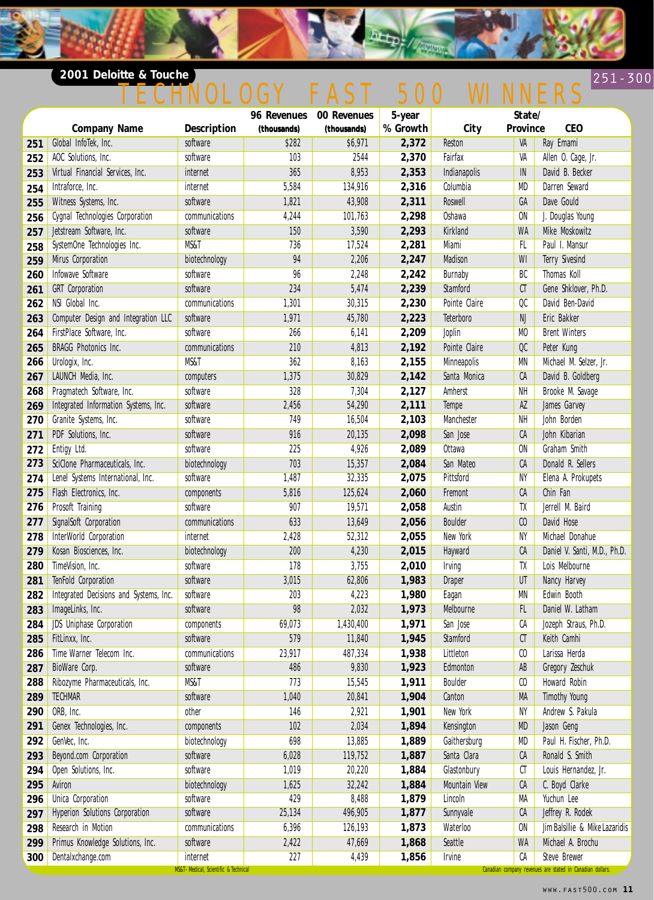2001 Deloitte & Touche

# TECHNOLOGY FAST 500 WINNERS

251-300

| | Company Name | Description | 96 Revenues (thousands) | 00 Revenues (thousands) | 5-year % Growth | City | State/ Province | CEO |
|---|---|---|---|---|---|---|---|---|
| 251 | Global InfoTek, Inc. | software | $282 | $6,971 | 2,372 | Reston | VA | Ray Emami |
| 252 | AOC Solutions, Inc. | software | 103 | 2544 | 2,370 | Fairfax | VA | Allen O. Cage, Jr. |
| 253 | Virtual Financial Services, Inc. | internet | 365 | 8,953 | 2,353 | Indianapolis | IN | David B. Becker |
| 254 | Intraforce, Inc. | internet | 5,584 | 134,916 | 2,316 | Columbia | MD | Darren Seward |
| 255 | Witness Systems, Inc. | software | 1,821 | 43,908 | 2,311 | Roswell | GA | Dave Gould |
| 256 | Cygnal Technologies Corporation | communications | 4,244 | 101,763 | 2,298 | Oshawa | ON | J. Douglas Young |
| 257 | Jetstream Software, Inc. | software | 150 | 3,590 | 2,293 | Kirkland | WA | Mike Moskowitz |
| 258 | SystemOne Technologies Inc. | MS&T | 736 | 17,524 | 2,281 | Miami | FL | Paul I. Mansur |
| 259 | Mirus Corporation | biotechnology | 94 | 2,206 | 2,247 | Madison | WI | Terry Sivesind |
| 260 | Infowave Software | software | 96 | 2,248 | 2,242 | Burnaby | BC | Thomas Koll |
| 261 | GRT Corporation | software | 234 | 5,474 | 2,239 | Stamford | CT | Gene Shklover, Ph.D. |
| 262 | NSI Global Inc. | communications | 1,301 | 30,315 | 2,230 | Pointe Claire | QC | David Ben-David |
| 263 | Computer Design and Integration LLC | software | 1,971 | 45,780 | 2,223 | Teterboro | NJ | Eric Bakker |
| 264 | FirstPlace Software, Inc. | software | 266 | 6,141 | 2,209 | Joplin | MO | Brent Winters |
| 265 | BRAGG Photonics Inc. | communications | 210 | 4,813 | 2,192 | Pointe Claire | QC | Peter Kung |
| 266 | Urologix, Inc. | MS&T | 362 | 8,163 | 2,155 | Minneapolis | MN | Michael M. Selzer, Jr. |
| 267 | LAUNCH Media, Inc. | computers | 1,375 | 30,829 | 2,142 | Santa Monica | CA | David B. Goldberg |
| 268 | Pragmatech Software, Inc. | software | 328 | 7,304 | 2,127 | Amherst | NH | Brooke M. Savage |
| 269 | Integrated Information Systems, Inc. | software | 2,456 | 54,290 | 2,111 | Tempe | AZ | James Garvey |
| 270 | Granite Systems, Inc. | software | 749 | 16,504 | 2,103 | Manchester | NH | John Borden |
| 271 | PDF Solutions, Inc. | software | 916 | 20,135 | 2,098 | San Jose | CA | John Kibarian |
| 272 | Entigy Ltd. | software | 225 | 4,926 | 2,089 | Ottawa | ON | Graham Smith |
| 273 | SciClone Pharmaceuticals, Inc. | biotechnology | 703 | 15,357 | 2,084 | San Mateo | CA | Donald R. Sellers |
| 274 | Lenel Systems International, Inc. | software | 1,487 | 32,335 | 2,075 | Pittsford | NY | Elena A. Prokupets |
| 275 | Flash Electronics, Inc. | components | 5,816 | 125,624 | 2,060 | Fremont | CA | Chin Fan |
| 276 | Prosoft Training | software | 907 | 19,571 | 2,058 | Austin | TX | Jerrell M. Baird |
| 277 | SignalSoft Corporation | communications | 633 | 13,649 | 2,056 | Boulder | CO | David Hose |
| 278 | InterWorld Corporation | internet | 2,428 | 52,312 | 2,055 | New York | NY | Michael Donahue |
| 279 | Kosan Biosciences, Inc. | biotechnology | 200 | 4,230 | 2,015 | Hayward | CA | Daniel V. Santi, M.D., Ph.D. |
| 280 | TimeVision, Inc. | software | 178 | 3,755 | 2,010 | Irving | TX | Lois Melbourne |
| 281 | TenFold Corporation | software | 3,015 | 62,806 | 1,983 | Draper | UT | Nancy Harvey |
| 282 | Integrated Decisions and Systems, Inc. | software | 203 | 4,223 | 1,980 | Eagan | MN | Edwin Booth |
| 283 | ImageLinks, Inc. | software | 98 | 2,032 | 1,973 | Melbourne | FL | Daniel W. Latham |
| 284 | JDS Uniphase Corporation | components | 69,073 | 1,430,400 | 1,971 | San Jose | CA | Jozeph Straus, Ph.D. |
| 285 | FitLinxx, Inc. | software | 579 | 11,840 | 1,945 | Stamford | CT | Keith Camhi |
| 286 | Time Warner Telecom Inc. | communications | 23,917 | 487,334 | 1,938 | Littleton | CO | Larissa Herda |
| 287 | BioWare Corp. | software | 486 | 9,830 | 1,923 | Edmonton | AB | Gregory Zeschuk |
| 288 | Ribozyme Pharmaceuticals, Inc. | MS&T | 773 | 15,545 | 1,911 | Boulder | CO | Howard Robin |
| 289 | TECHMAR | software | 1,040 | 20,841 | 1,904 | Canton | MA | Timothy Young |
| 290 | ORB, Inc. | other | 146 | 2,921 | 1,901 | New York | NY | Andrew S. Pakula |
| 291 | Genex Technologies, Inc. | components | 102 | 2,034 | 1,894 | Kensington | MD | Jason Geng |
| 292 | GenVec, Inc. | biotechnology | 698 | 13,885 | 1,889 | Gaithersburg | MD | Paul H. Fischer, Ph.D. |
| 293 | Beyond.com Corporation | software | 6,028 | 119,752 | 1,887 | Santa Clara | CA | Ronald S. Smith |
| 294 | Open Solutions, Inc. | software | 1,019 | 20,220 | 1,884 | Glastonbury | CT | Louis Hernandez, Jr. |
| 295 | Aviron | biotechnology | 1,625 | 32,242 | 1,884 | Mountain View | CA | C. Boyd Clarke |
| 296 | Unica Corporation | software | 429 | 8,488 | 1,879 | Lincoln | MA | Yuchun Lee |
| 297 | Hyperion Solutions Corporation | software | 25,134 | 496,905 | 1,877 | Sunnyvale | CA | Jeffrey R. Rodek |
| 298 | Research in Motion | communications | 6,396 | 126,193 | 1,873 | Waterloo | ON | Jim Balsillie & Mike Lazaridis |
| 299 | Primus Knowledge Solutions, Inc. | software | 2,422 | 47,669 | 1,868 | Seattle | WA | Michael A. Brochu |
| 300 | Dentalxchange.com | internet | 227 | 4,439 | 1,856 | Irvine | CA | Steve Brewer |

MS&T - Medical, Scientific & Technical

Canadian company revenues are stated in Canadian dollars.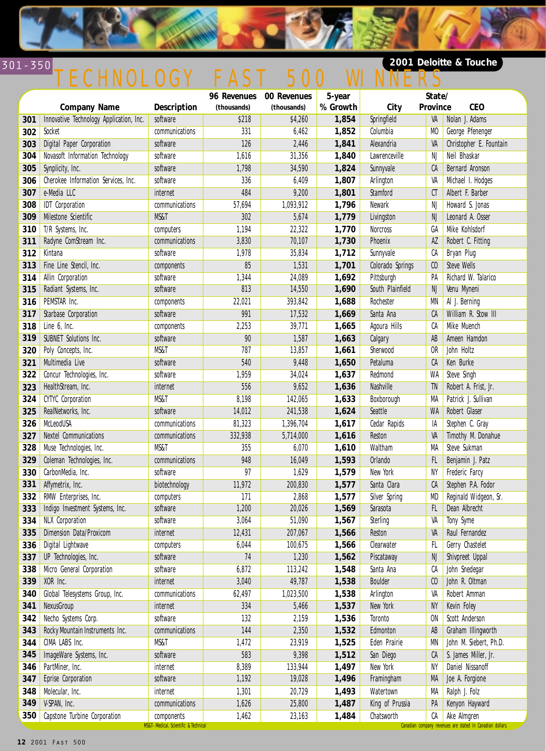# 2001 Deloitte & Touche TECHNOLOGY FAST 500 WINNERS

## 301-350

| | Company Name | Description | 96 Revenues (thousands) | 00 Revenues (thousands) | 5-year % Growth | City | State/ Province | CEO |
|---|---|---|---|---|---|---|---|---|
| 301 | Innovative Technology Application, Inc. | software | $218 | $4,260 | 1,854 | Springfield | VA | Nolan J. Adams |
| 302 | Socket | communications | 331 | 6,462 | 1,852 | Columbia | MO | George Pfenenger |
| 303 | Digital Paper Corporation | software | 126 | 2,446 | 1,841 | Alexandria | VA | Christopher E. Fountain |
| 304 | Novasoft Information Technology | software | 1,616 | 31,356 | 1,840 | Lawrenceville | NJ | Neil Bhaskar |
| 305 | Synplicity, Inc. | software | 1,798 | 34,590 | 1,824 | Sunnyvale | CA | Bernard Aronson |
| 306 | Cherokee Information Services, Inc. | software | 336 | 6,409 | 1,807 | Arlington | VA | Michael I. Hodges |
| 307 | e-Media LLC | internet | 484 | 9,200 | 1,801 | Stamford | CT | Albert F. Barber |
| 308 | IDT Corporation | communications | 57,694 | 1,093,912 | 1,796 | Newark | NJ | Howard S. Jonas |
| 309 | Milestone Scientific | MS&T | 302 | 5,674 | 1,779 | Livingston | NJ | Leonard A. Osser |
| 310 | T/R Systems, Inc. | computers | 1,194 | 22,322 | 1,770 | Norcross | GA | Mike Kohlsdorf |
| 311 | Radyne ComStream Inc. | communications | 3,830 | 70,107 | 1,730 | Phoenix | AZ | Robert C. Fitting |
| 312 | Kintana | software | 1,978 | 35,834 | 1,712 | Sunnyvale | CA | Bryan Plug |
| 313 | Fine Line Stencil, Inc. | components | 85 | 1,531 | 1,701 | Colorado Springs | CO | Steve Wells |
| 314 | Allin Corporation | software | 1,344 | 24,089 | 1,692 | Pittsburgh | PA | Richard W. Talarico |
| 315 | Radiant Systems, Inc. | software | 813 | 14,550 | 1,690 | South Plainfield | NJ | Venu Myneni |
| 316 | PEMSTAR Inc. | components | 22,021 | 393,842 | 1,688 | Rochester | MN | Al J. Berning |
| 317 | Starbase Corporation | software | 991 | 17,532 | 1,669 | Santa Ana | CA | William R. Stow III |
| 318 | Line 6, Inc. | components | 2,253 | 39,771 | 1,665 | Agoura Hills | CA | Mike Muench |
| 319 | SUBNET Solutions Inc. | software | 90 | 1,587 | 1,663 | Calgary | AB | Ameen Hamdon |
| 320 | Poly Concepts, Inc. | MS&T | 787 | 13,857 | 1,661 | Sherwood | OR | John Holtz |
| 321 | Multimedia Live | software | 540 | 9,448 | 1,650 | Petaluma | CA | Ken Burke |
| 322 | Concur Technologies, Inc. | software | 1,959 | 34,024 | 1,637 | Redmond | WA | Steve Singh |
| 323 | HealthStream, Inc. | internet | 556 | 9,652 | 1,636 | Nashville | TN | Robert A. Frist, Jr. |
| 324 | CYTYC Corporation | MS&T | 8,198 | 142,065 | 1,633 | Boxborough | MA | Patrick J. Sullivan |
| 325 | RealNetworks, Inc. | software | 14,012 | 241,538 | 1,624 | Seattle | WA | Robert Glaser |
| 326 | McLeodUSA | communications | 81,323 | 1,396,704 | 1,617 | Cedar Rapids | IA | Stephen C. Gray |
| 327 | Nextel Communications | communications | 332,938 | 5,714,000 | 1,616 | Reston | VA | Timothy M. Donahue |
| 328 | Muse Technologies, Inc. | MS&T | 355 | 6,070 | 1,610 | Waltham | MA | Steve Sukman |
| 329 | Coleman Technologies, Inc. | communications | 948 | 16,049 | 1,593 | Orlando | FL | Benjamin J. Patz |
| 330 | CarbonMedia, Inc. | software | 97 | 1,629 | 1,579 | New York | NY | Frederic Farcy |
| 331 | Affymetrix, Inc. | biotechnology | 11,972 | 200,830 | 1,577 | Santa Clara | CA | Stephen P.A. Fodor |
| 332 | RMW Enterprises, Inc. | computers | 171 | 2,868 | 1,577 | Silver Spring | MD | Reginald Widgeon, Sr. |
| 333 | Indigo Investment Systems, Inc. | software | 1,200 | 20,026 | 1,569 | Sarasota | FL | Dean Albrecht |
| 334 | NLX Corporation | software | 3,064 | 51,090 | 1,567 | Sterling | VA | Tony Syme |
| 335 | Dimension Data/Proxicom | internet | 12,431 | 207,067 | 1,566 | Reston | VA | Raul Fernandez |
| 336 | Digital Lightwave | computers | 6,044 | 100,675 | 1,566 | Clearwater | FL | Gerry Chastelet |
| 337 | UP Technologies, Inc. | software | 74 | 1,230 | 1,562 | Piscataway | NJ | Shivpreet Uppal |
| 338 | Micro General Corporation | software | 6,872 | 113,242 | 1,548 | Santa Ana | CA | John Snedegar |
| 339 | XOR Inc. | internet | 3,040 | 49,787 | 1,538 | Boulder | CO | John R. Oltman |
| 340 | Global Telesystems Group, Inc. | communications | 62,497 | 1,023,500 | 1,538 | Arlington | VA | Robert Amman |
| 341 | NexusGroup | internet | 334 | 5,466 | 1,537 | New York | NY | Kevin Foley |
| 342 | Necho Systems Corp. | software | 132 | 2,159 | 1,536 | Toronto | ON | Scott Anderson |
| 343 | Rocky Mountain Instruments Inc. | communications | 144 | 2,350 | 1,532 | Edmonton | AB | Graham Illingworth |
| 344 | CIMA LABS Inc. | MS&T | 1,472 | 23,919 | 1,525 | Eden Prairie | MN | John M. Siebert, Ph.D. |
| 345 | ImageWare Systems, Inc. | software | 583 | 9,398 | 1,512 | San Diego | CA | S. James Miller, Jr. |
| 346 | PartMiner, Inc. | internet | 8,389 | 133,944 | 1,497 | New York | NY | Daniel Nissanoff |
| 347 | Eprise Corporation | software | 1,192 | 19,028 | 1,496 | Framingham | MA | Joe A. Forgione |
| 348 | Molecular, Inc. | internet | 1,301 | 20,729 | 1,493 | Watertown | MA | Ralph J. Folz |
| 349 | V-SPAN, Inc. | communications | 1,626 | 25,800 | 1,487 | King of Prussia | PA | Kenyon Hayward |
| 350 | Capstone Turbine Corporation | components | 1,462 | 23,163 | 1,484 | Chatsworth | CA | Ake Almgren |

MS&T– Medical, Scientific & Technical

Canadian company revenues are stated in Canadian dollars.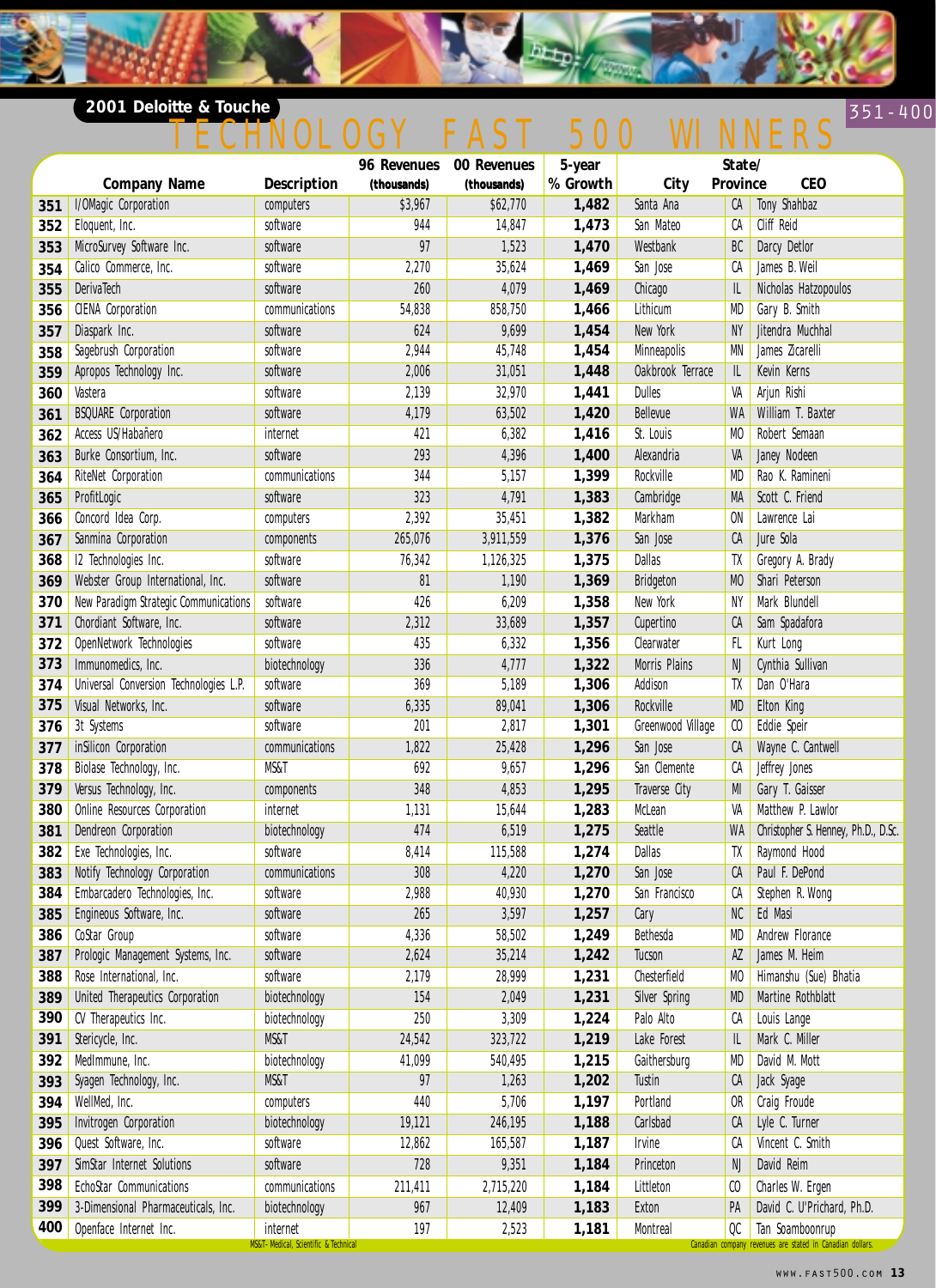**2001 Deloitte & Touche**

# TECHNOLOGY FAST 500 WINNERS

351-400

| | Company Name | Description | 96 Revenues (thousands) | 00 Revenues (thousands) | 5-year % Growth | City | State/ Province | CEO |
|---|---|---|---|---|---|---|---|---|
| 351 | I/OMagic Corporation | computers | $3,967 | $62,770 | 1,482 | Santa Ana | CA | Tony Shahbaz |
| 352 | Eloquent, Inc. | software | 944 | 14,847 | 1,473 | San Mateo | CA | Cliff Reid |
| 353 | MicroSurvey Software Inc. | software | 97 | 1,523 | 1,470 | Westbank | BC | Darcy Detlor |
| 354 | Calico Commerce, Inc. | software | 2,270 | 35,624 | 1,469 | San Jose | CA | James B. Weil |
| 355 | DerivaTech | software | 260 | 4,079 | 1,469 | Chicago | IL | Nicholas Hatzopoulos |
| 356 | CIENA Corporation | communications | 54,838 | 858,750 | 1,466 | Lithicum | MD | Gary B. Smith |
| 357 | Diaspark Inc. | software | 624 | 9,699 | 1,454 | New York | NY | Jitendra Muchhal |
| 358 | Sagebrush Corporation | software | 2,944 | 45,748 | 1,454 | Minneapolis | MN | James Zicarelli |
| 359 | Apropos Technology Inc. | software | 2,006 | 31,051 | 1,448 | Oakbrook Terrace | IL | Kevin Kerns |
| 360 | Vastera | software | 2,139 | 32,970 | 1,441 | Dulles | VA | Arjun Rishi |
| 361 | BSQUARE Corporation | software | 4,179 | 63,502 | 1,420 | Bellevue | WA | William T. Baxter |
| 362 | Access US/Habañero | internet | 421 | 6,382 | 1,416 | St. Louis | MO | Robert Semaan |
| 363 | Burke Consortium, Inc. | software | 293 | 4,396 | 1,400 | Alexandria | VA | Janey Nodeen |
| 364 | RiteNet Corporation | communications | 344 | 5,157 | 1,399 | Rockville | MD | Rao K. Ramineni |
| 365 | ProfitLogic | software | 323 | 4,791 | 1,383 | Cambridge | MA | Scott C. Friend |
| 366 | Concord Idea Corp. | computers | 2,392 | 35,451 | 1,382 | Markham | ON | Lawrence Lai |
| 367 | Sanmina Corporation | components | 265,076 | 3,911,559 | 1,376 | San Jose | CA | Jure Sola |
| 368 | I2 Technologies Inc. | software | 76,342 | 1,126,325 | 1,375 | Dallas | TX | Gregory A. Brady |
| 369 | Webster Group International, Inc. | software | 81 | 1,190 | 1,369 | Bridgeton | MO | Shari Peterson |
| 370 | New Paradigm Strategic Communications | software | 426 | 6,209 | 1,358 | New York | NY | Mark Blundell |
| 371 | Chordiant Software, Inc. | software | 2,312 | 33,689 | 1,357 | Cupertino | CA | Sam Spadafora |
| 372 | OpenNetwork Technologies | software | 435 | 6,332 | 1,356 | Clearwater | FL | Kurt Long |
| 373 | Immunomedics, Inc. | biotechnology | 336 | 4,777 | 1,322 | Morris Plains | NJ | Cynthia Sullivan |
| 374 | Universal Conversion Technologies L.P. | software | 369 | 5,189 | 1,306 | Addison | TX | Dan O'Hara |
| 375 | Visual Networks, Inc. | software | 6,335 | 89,041 | 1,306 | Rockville | MD | Elton King |
| 376 | 3t Systems | software | 201 | 2,817 | 1,301 | Greenwood Village | CO | Eddie Speir |
| 377 | inSilicon Corporation | communications | 1,822 | 25,428 | 1,296 | San Jose | CA | Wayne C. Cantwell |
| 378 | Biolase Technology, Inc. | MS&T | 692 | 9,657 | 1,296 | San Clemente | CA | Jeffrey Jones |
| 379 | Versus Technology, Inc. | components | 348 | 4,853 | 1,295 | Traverse City | MI | Gary T. Gaisser |
| 380 | Online Resources Corporation | internet | 1,131 | 15,644 | 1,283 | McLean | VA | Matthew P. Lawlor |
| 381 | Dendreon Corporation | biotechnology | 474 | 6,519 | 1,275 | Seattle | WA | Christopher S. Henney, Ph.D., D.Sc. |
| 382 | Exe Technologies, Inc. | software | 8,414 | 115,588 | 1,274 | Dallas | TX | Raymond Hood |
| 383 | Notify Technology Corporation | communications | 308 | 4,220 | 1,270 | San Jose | CA | Paul F. DePond |
| 384 | Embarcadero Technologies, Inc. | software | 2,988 | 40,930 | 1,270 | San Francisco | CA | Stephen R. Wong |
| 385 | Engineous Software, Inc. | software | 265 | 3,597 | 1,257 | Cary | NC | Ed Masi |
| 386 | CoStar Group | software | 4,336 | 58,502 | 1,249 | Bethesda | MD | Andrew Florance |
| 387 | Prologic Management Systems, Inc. | software | 2,624 | 35,214 | 1,242 | Tucson | AZ | James M. Heim |
| 388 | Rose International, Inc. | software | 2,179 | 28,999 | 1,231 | Chesterfield | MO | Himanshu (Sue) Bhatia |
| 389 | United Therapeutics Corporation | biotechnology | 154 | 2,049 | 1,231 | Silver Spring | MD | Martine Rothblatt |
| 390 | CV Therapeutics Inc. | biotechnology | 250 | 3,309 | 1,224 | Palo Alto | CA | Louis Lange |
| 391 | Stericycle, Inc. | MS&T | 24,542 | 323,722 | 1,219 | Lake Forest | IL | Mark C. Miller |
| 392 | MedImmune, Inc. | biotechnology | 41,099 | 540,495 | 1,215 | Gaithersburg | MD | David M. Mott |
| 393 | Syagen Technology, Inc. | MS&T | 97 | 1,263 | 1,202 | Tustin | CA | Jack Syage |
| 394 | WellMed, Inc. | computers | 440 | 5,706 | 1,197 | Portland | OR | Craig Froude |
| 395 | Invitrogen Corporation | biotechnology | 19,121 | 246,195 | 1,188 | Carlsbad | CA | Lyle C. Turner |
| 396 | Quest Software, Inc. | software | 12,862 | 165,587 | 1,187 | Irvine | CA | Vincent C. Smith |
| 397 | SimStar Internet Solutions | software | 728 | 9,351 | 1,184 | Princeton | NJ | David Reim |
| 398 | EchoStar Communications | communications | 211,411 | 2,715,220 | 1,184 | Littleton | CO | Charles W. Ergen |
| 399 | 3-Dimensional Pharmaceuticals, Inc. | biotechnology | 967 | 12,409 | 1,183 | Exton | PA | David C. U'Prichard, Ph.D. |
| 400 | Openface Internet Inc. | internet | 197 | 2,523 | 1,181 | Montreal | QC | Tan Soamboonrup |

MS&T–Medical, Scientific & Technical

Canadian company revenues are stated in Canadian dollars.

WWW.FAST500.COM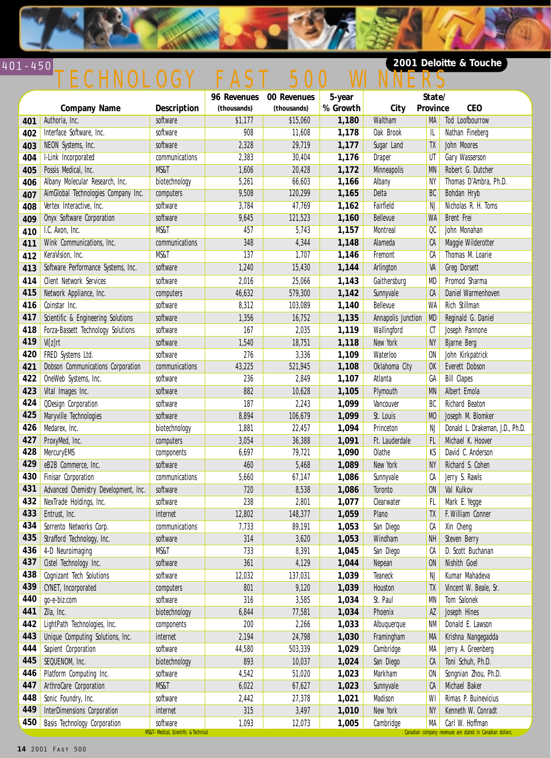401-450

2001 Deloitte & Touche

# TECHNOLOGY FAST 500 WINNERS

| | Company Name | Description | 96 Revenues (thousands) | 00 Revenues (thousands) | 5-year % Growth | City | State/ Province | CEO |
|---|---|---|---|---|---|---|---|---|
| 401 | Authoria, Inc. | software | $1,177 | $15,060 | 1,180 | Waltham | MA | Tod Loofbourrow |
| 402 | Interface Software, Inc. | software | 908 | 11,608 | 1,178 | Oak Brook | IL | Nathan Fineberg |
| 403 | NEON Systems, Inc. | software | 2,328 | 29,719 | 1,177 | Sugar Land | TX | John Moores |
| 404 | I-Link Incorporated | communications | 2,383 | 30,404 | 1,176 | Draper | UT | Gary Wasserson |
| 405 | Possis Medical, Inc. | MS&T | 1,606 | 20,428 | 1,172 | Minneapolis | MN | Robert G. Dutcher |
| 406 | Albany Molecular Research, Inc. | biotechnology | 5,261 | 66,603 | 1,166 | Albany | NY | Thomas D'Ambra, Ph.D. |
| 407 | AimGlobal Technologies Company Inc. | computers | 9,508 | 120,299 | 1,165 | Delta | BC | Bohdan Hryb |
| 408 | Vertex Interactive, Inc. | software | 3,784 | 47,769 | 1,162 | Fairfield | NJ | Nicholas R. H. Toms |
| 409 | Onyx Software Corporation | software | 9,645 | 121,523 | 1,160 | Bellevue | WA | Brent Frei |
| 410 | I.C. Axon, Inc. | MS&T | 457 | 5,743 | 1,157 | Montreal | QC | John Monahan |
| 411 | Wink Communications, Inc. | communications | 348 | 4,344 | 1,148 | Alameda | CA | Maggie Wilderotter |
| 412 | KeraVision, Inc. | MS&T | 137 | 1,707 | 1,146 | Fremont | CA | Thomas M. Loarie |
| 413 | Software Performance Systems, Inc. | software | 1,240 | 15,430 | 1,144 | Arlington | VA | Greg Dorsett |
| 414 | Client Network Services | software | 2,016 | 25,066 | 1,143 | Gaithersburg | MD | Promod Sharma |
| 415 | Network Appliance, Inc. | computers | 46,632 | 579,300 | 1,142 | Sunnyvale | CA | Daniel Warmenhoven |
| 416 | Coinstar Inc. | software | 8,312 | 103,089 | 1,140 | Bellevue | WA | Rich Stillman |
| 417 | Scientific & Engineering Solutions | software | 1,356 | 16,752 | 1,135 | Annapolis Junction | MD | Reginald G. Daniel |
| 418 | Forza-Bassett Technology Solutions | software | 167 | 2,035 | 1,119 | Wallingford | CT | Joseph Pannone |
| 419 | Vi[z]rt | software | 1,540 | 18,751 | 1,118 | New York | NY | Bjarne Berg |
| 420 | FRED Systems Ltd. | software | 276 | 3,336 | 1,109 | Waterloo | ON | John Kirkpatrick |
| 421 | Dobson Communications Corporation | communications | 43,225 | 521,945 | 1,108 | Oklahoma City | OK | Everett Dobson |
| 422 | OneWeb Systems, Inc. | software | 236 | 2,849 | 1,107 | Atlanta | GA | Bill Clapes |
| 423 | Vital Images Inc. | software | 882 | 10,628 | 1,105 | Plymouth | MN | Albert Emola |
| 424 | QDesign Corporation | software | 187 | 2,243 | 1,099 | Vancouver | BC | Richard Beaton |
| 425 | Maryville Technologies | software | 8,894 | 106,679 | 1,099 | St. Louis | MO | Joseph M. Blomker |
| 426 | Medarex, Inc. | biotechnology | 1,881 | 22,457 | 1,094 | Princeton | NJ | Donald L. Drakeman, J.D., Ph.D. |
| 427 | ProxyMed, Inc. | computers | 3,054 | 36,388 | 1,091 | Ft. Lauderdale | FL | Michael K. Hoover |
| 428 | MercuryEMS | components | 6,697 | 79,721 | 1,090 | Olathe | KS | David C. Anderson |
| 429 | eB2B Commerce, Inc. | software | 460 | 5,468 | 1,089 | New York | NY | Richard S. Cohen |
| 430 | Finisar Corporation | communications | 5,660 | 67,147 | 1,086 | Sunnyvale | CA | Jerry S. Rawls |
| 431 | Advanced Chemistry Development, Inc. | software | 720 | 8,538 | 1,086 | Toronto | ON | Val Kulkov |
| 432 | NexTrade Holdings, Inc. | software | 238 | 2,801 | 1,077 | Clearwater | FL | Mark E. Yegge |
| 433 | Entrust, Inc. | internet | 12,802 | 148,377 | 1,059 | Plano | TX | F. William Conner |
| 434 | Sorrento Networks Corp. | communications | 7,733 | 89,191 | 1,053 | San Diego | CA | Xin Cheng |
| 435 | Strafford Technology, Inc. | software | 314 | 3,620 | 1,053 | Windham | NH | Steven Berry |
| 436 | 4-D Neuroimaging | MS&T | 733 | 8,391 | 1,045 | San Diego | CA | D. Scott Buchanan |
| 437 | Cistel Technology Inc. | software | 361 | 4,129 | 1,044 | Nepean | ON | Nishith Goel |
| 438 | Cognizant Tech Solutions | software | 12,032 | 137,031 | 1,039 | Teaneck | NJ | Kumar Mahadeva |
| 439 | CYNET, Incorporated | computers | 801 | 9,120 | 1,039 | Houston | TX | Vincent W. Beale, Sr. |
| 440 | go-e-biz.com | software | 316 | 3,585 | 1,034 | St. Paul | MN | Tom Salonek |
| 441 | Zila, Inc. | biotechnology | 6,844 | 77,581 | 1,034 | Phoenix | AZ | Joseph Hines |
| 442 | LightPath Technologies, Inc. | components | 200 | 2,266 | 1,033 | Albuquerque | NM | Donald E. Lawson |
| 443 | Unique Computing Solutions, Inc. | internet | 2,194 | 24,798 | 1,030 | Framingham | MA | Krishna Nangegadda |
| 444 | Sapient Corporation | software | 44,580 | 503,339 | 1,029 | Cambridge | MA | Jerry A. Greenberg |
| 445 | SEQUENOM, Inc. | biotechnology | 893 | 10,037 | 1,024 | San Diego | CA | Toni Schuh, Ph.D. |
| 446 | Platform Computing Inc. | software | 4,542 | 51,020 | 1,023 | Markham | ON | Songnian Zhou, Ph.D. |
| 447 | ArthroCare Corporation | MS&T | 6,022 | 67,627 | 1,023 | Sunnyvale | CA | Michael Baker |
| 448 | Sonic Foundry, Inc. | software | 2,442 | 27,378 | 1,021 | Madison | WI | Rimas P. Buinevicius |
| 449 | InterDimensions Corporation | internet | 315 | 3,497 | 1,010 | New York | NY | Kenneth W. Conradt |
| 450 | Basis Technology Corporation | software | 1,093 | 12,073 | 1,005 | Cambridge | MA | Carl W. Hoffman |

MS&T- Medical, Scientific & Technical

Canadian company revenues are stated in Canadian dollars.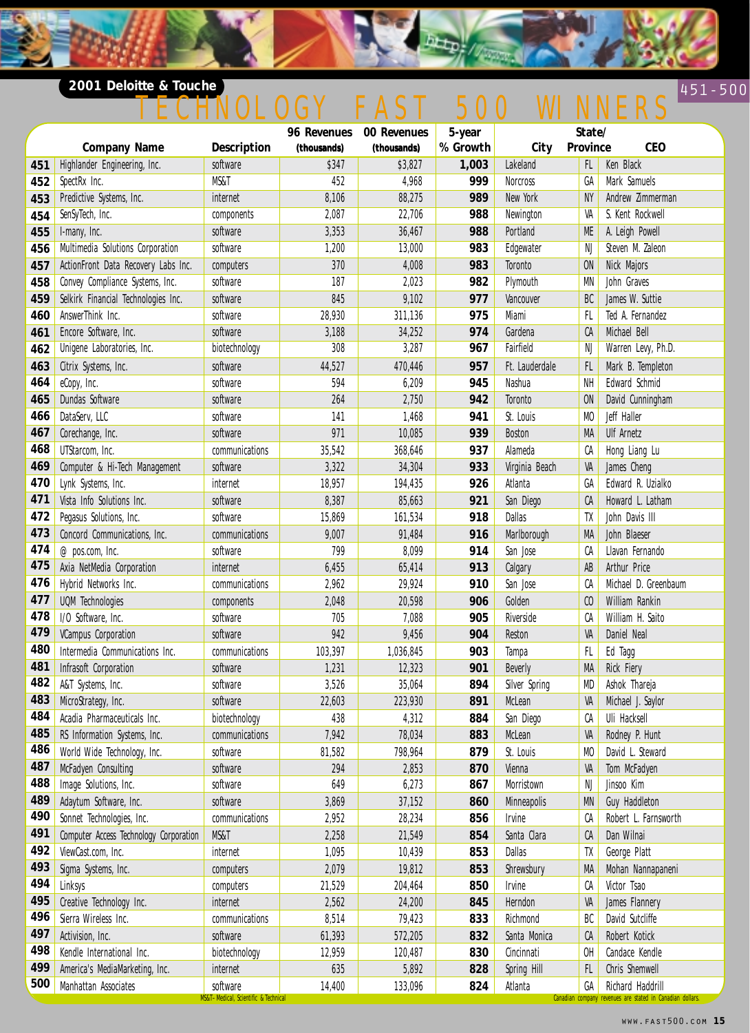# 2001 Deloitte & Touche TECHNOLOGY FAST 500 WINNERS

## 451-500

| | Company Name | Description | 96 Revenues (thousands) | 00 Revenues (thousands) | 5-year % Growth | City | State/ Province | CEO |
|---|---|---|---|---|---|---|---|---|
| 451 | Highlander Engineering, Inc. | software | $347 | $3,827 | 1,003 | Lakeland | FL | Ken Black |
| 452 | SpectRx Inc. | MS&T | 452 | 4,968 | 999 | Norcross | GA | Mark Samuels |
| 453 | Predictive Systems, Inc. | internet | 8,106 | 88,275 | 989 | New York | NY | Andrew Zimmerman |
| 454 | SenSyTech, Inc. | components | 2,087 | 22,706 | 988 | Newington | VA | S. Kent Rockwell |
| 455 | I-many, Inc. | software | 3,353 | 36,467 | 988 | Portland | ME | A. Leigh Powell |
| 456 | Multimedia Solutions Corporation | software | 1,200 | 13,000 | 983 | Edgewater | NJ | Steven M. Zaleon |
| 457 | ActionFront Data Recovery Labs Inc. | computers | 370 | 4,008 | 983 | Toronto | ON | Nick Majors |
| 458 | Convey Compliance Systems, Inc. | software | 187 | 2,023 | 982 | Plymouth | MN | John Graves |
| 459 | Selkirk Financial Technologies Inc. | software | 845 | 9,102 | 977 | Vancouver | BC | James W. Suttie |
| 460 | AnswerThink Inc. | software | 28,930 | 311,136 | 975 | Miami | FL | Ted A. Fernandez |
| 461 | Encore Software, Inc. | software | 3,188 | 34,252 | 974 | Gardena | CA | Michael Bell |
| 462 | Unigene Laboratories, Inc. | biotechnology | 308 | 3,287 | 967 | Fairfield | NJ | Warren Levy, Ph.D. |
| 463 | Citrix Systems, Inc. | software | 44,527 | 470,446 | 957 | Ft. Lauderdale | FL | Mark B. Templeton |
| 464 | eCopy, Inc. | software | 594 | 6,209 | 945 | Nashua | NH | Edward Schmid |
| 465 | Dundas Software | software | 264 | 2,750 | 942 | Toronto | ON | David Cunningham |
| 466 | DataServ, LLC | software | 141 | 1,468 | 941 | St. Louis | MO | Jeff Haller |
| 467 | Corechange, Inc. | software | 971 | 10,085 | 939 | Boston | MA | Ulf Arnetz |
| 468 | UTStarcom, Inc. | communications | 35,542 | 368,646 | 937 | Alameda | CA | Hong Liang Lu |
| 469 | Computer & Hi-Tech Management | software | 3,322 | 34,304 | 933 | Virginia Beach | VA | James Cheng |
| 470 | Lynk Systems, Inc. | internet | 18,957 | 194,435 | 926 | Atlanta | GA | Edward R. Uzialko |
| 471 | Vista Info Solutions Inc. | software | 8,387 | 85,663 | 921 | San Diego | CA | Howard L. Latham |
| 472 | Pegasus Solutions, Inc. | software | 15,869 | 161,534 | 918 | Dallas | TX | John Davis III |
| 473 | Concord Communications, Inc. | communications | 9,007 | 91,484 | 916 | Marlborough | MA | John Blaeser |
| 474 | @ pos.com, Inc. | software | 799 | 8,099 | 914 | San Jose | CA | Llavan Fernando |
| 475 | Axia NetMedia Corporation | internet | 6,455 | 65,414 | 913 | Calgary | AB | Arthur Price |
| 476 | Hybrid Networks Inc. | communications | 2,962 | 29,924 | 910 | San Jose | CA | Michael D. Greenbaum |
| 477 | UQM Technologies | components | 2,048 | 20,598 | 906 | Golden | CO | William Rankin |
| 478 | I/O Software, Inc. | software | 705 | 7,088 | 905 | Riverside | CA | William H. Saito |
| 479 | VCampus Corporation | software | 942 | 9,456 | 904 | Reston | VA | Daniel Neal |
| 480 | Intermedia Communications Inc. | communications | 103,397 | 1,036,845 | 903 | Tampa | FL | Ed Tagg |
| 481 | Infrasoft Corporation | software | 1,231 | 12,323 | 901 | Beverly | MA | Rick Fiery |
| 482 | A&T Systems, Inc. | software | 3,526 | 35,064 | 894 | Silver Spring | MD | Ashok Thareja |
| 483 | MicroStrategy, Inc. | software | 22,603 | 223,930 | 891 | McLean | VA | Michael J. Saylor |
| 484 | Acadia Pharmaceuticals Inc. | biotechnology | 438 | 4,312 | 884 | San Diego | CA | Uli Hacksell |
| 485 | RS Information Systems, Inc. | communications | 7,942 | 78,034 | 883 | McLean | VA | Rodney P. Hunt |
| 486 | World Wide Technology, Inc. | software | 81,582 | 798,964 | 879 | St. Louis | MO | David L. Steward |
| 487 | McFadyen Consulting | software | 294 | 2,853 | 870 | Vienna | VA | Tom McFadyen |
| 488 | Image Solutions, Inc. | software | 649 | 6,273 | 867 | Morristown | NJ | Jinsoo Kim |
| 489 | Adaytum Software, Inc. | software | 3,869 | 37,152 | 860 | Minneapolis | MN | Guy Haddleton |
| 490 | Sonnet Technologies, Inc. | communications | 2,952 | 28,234 | 856 | Irvine | CA | Robert L. Farnsworth |
| 491 | Computer Access Technology Corporation | MS&T | 2,258 | 21,549 | 854 | Santa Clara | CA | Dan Wilnai |
| 492 | ViewCast.com, Inc. | internet | 1,095 | 10,439 | 853 | Dallas | TX | George Platt |
| 493 | Sigma Systems, Inc. | computers | 2,079 | 19,812 | 853 | Shrewsbury | MA | Mohan Nannapaneni |
| 494 | Linksys | computers | 21,529 | 204,464 | 850 | Irvine | CA | Victor Tsao |
| 495 | Creative Technology Inc. | internet | 2,562 | 24,200 | 845 | Herndon | VA | James Flannery |
| 496 | Sierra Wireless Inc. | communications | 8,514 | 79,423 | 833 | Richmond | BC | David Sutcliffe |
| 497 | Activision, Inc. | software | 61,393 | 572,205 | 832 | Santa Monica | CA | Robert Kotick |
| 498 | Kendle International Inc. | biotechnology | 12,959 | 120,487 | 830 | Cincinnati | OH | Candace Kendle |
| 499 | America's MediaMarketing, Inc. | internet | 635 | 5,892 | 828 | Spring Hill | FL | Chris Shemwell |
| 500 | Manhattan Associates | software | 14,400 | 133,096 | 824 | Atlanta | GA | Richard Haddrill |

MS&T- Medical, Scientific & Technical

Canadian company revenues are stated in Canadian dollars.

WWW.FAST500.COM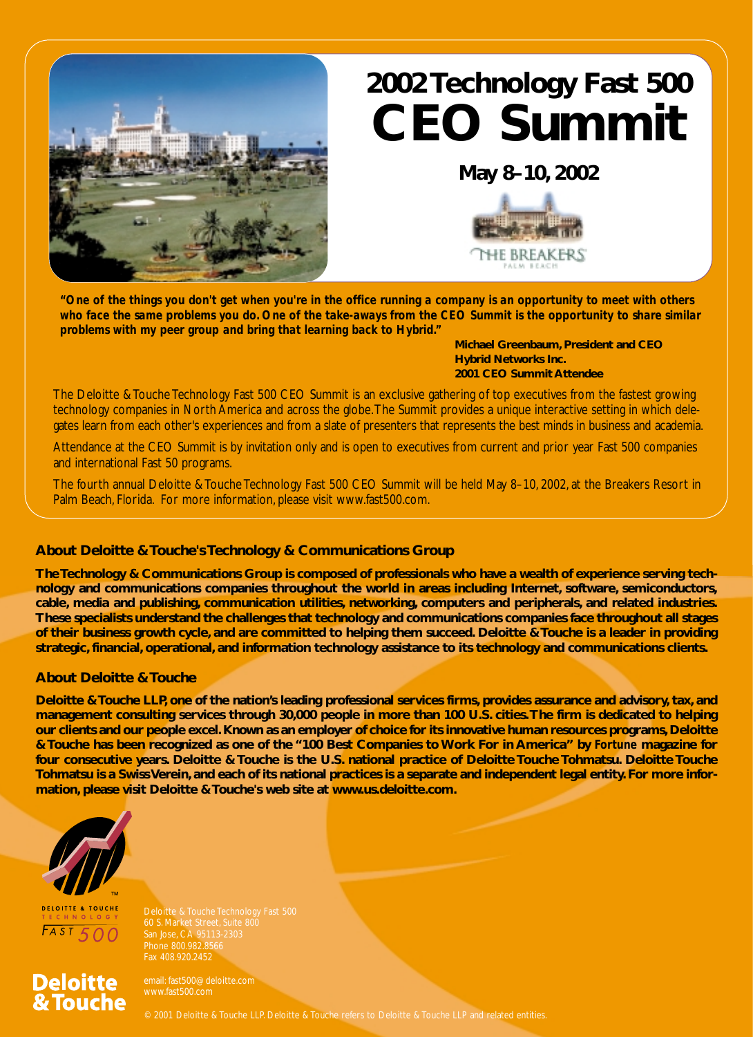# 2002 Technology Fast 500 CEO Summit

**May 8–10, 2002**

THE BREAKERS
PALM BEACH

***"One of the things you don't get when you're in the office running a company is an opportunity to meet with others who face the same problems you do. One of the take-aways from the CEO Summit is the opportunity to share similar problems with my peer group and bring that learning back to Hybrid."***

**Michael Greenbaum, President and CEO**
**Hybrid Networks Inc.**
**2001 CEO Summit Attendee**

The Deloitte & Touche Technology Fast 500 CEO Summit is an exclusive gathering of top executives from the fastest growing technology companies in North America and across the globe. The Summit provides a unique interactive setting in which delegates learn from each other's experiences and from a slate of presenters that represents the best minds in business and academia.

Attendance at the CEO Summit is by invitation only and is open to executives from current and prior year Fast 500 companies and international Fast 50 programs.

The fourth annual Deloitte & Touche Technology Fast 500 CEO Summit will be held May 8–10, 2002, at the Breakers Resort in Palm Beach, Florida. For more information, please visit www.fast500.com.

## About Deloitte & Touche's Technology & Communications Group

**The Technology & Communications Group is composed of professionals who have a wealth of experience serving technology and communications companies throughout the world in areas including Internet, software, semiconductors, cable, media and publishing, communication utilities, networking, computers and peripherals, and related industries. These specialists understand the challenges that technology and communications companies face throughout all stages of their business growth cycle, and are committed to helping them succeed. Deloitte & Touche is a leader in providing strategic, financial, operational, and information technology assistance to its technology and communications clients.**

## About Deloitte & Touche

**Deloitte & Touche LLP, one of the nation's leading professional services firms, provides assurance and advisory, tax, and management consulting services through 30,000 people in more than 100 U.S. cities. The firm is dedicated to helping our clients and our people excel. Known as an employer of choice for its innovative human resources programs, Deloitte & Touche has been recognized as one of the "100 Best Companies to Work For in America" by *Fortune* magazine for four consecutive years. Deloitte & Touche is the U.S. national practice of Deloitte Touche Tohmatsu. Deloitte Touche Tohmatsu is a Swiss Verein, and each of its national practices is a separate and independent legal entity. For more information, please visit Deloitte & Touche's web site at www.us.deloitte.com.**

DELOITTE & TOUCHE
TECHNOLOGY
FAST 500

Deloitte & Touche Technology Fast 500
60 S. Market Street, Suite 800
San Jose, CA 95113-2303
Phone 800.982.8566
Fax 408.920.2452

email: fast500@deloitte.com
www.fast500.com

Deloitte & Touche

© 2001 Deloitte & Touche LLP. Deloitte & Touche refers to Deloitte & Touche LLP and related entities.